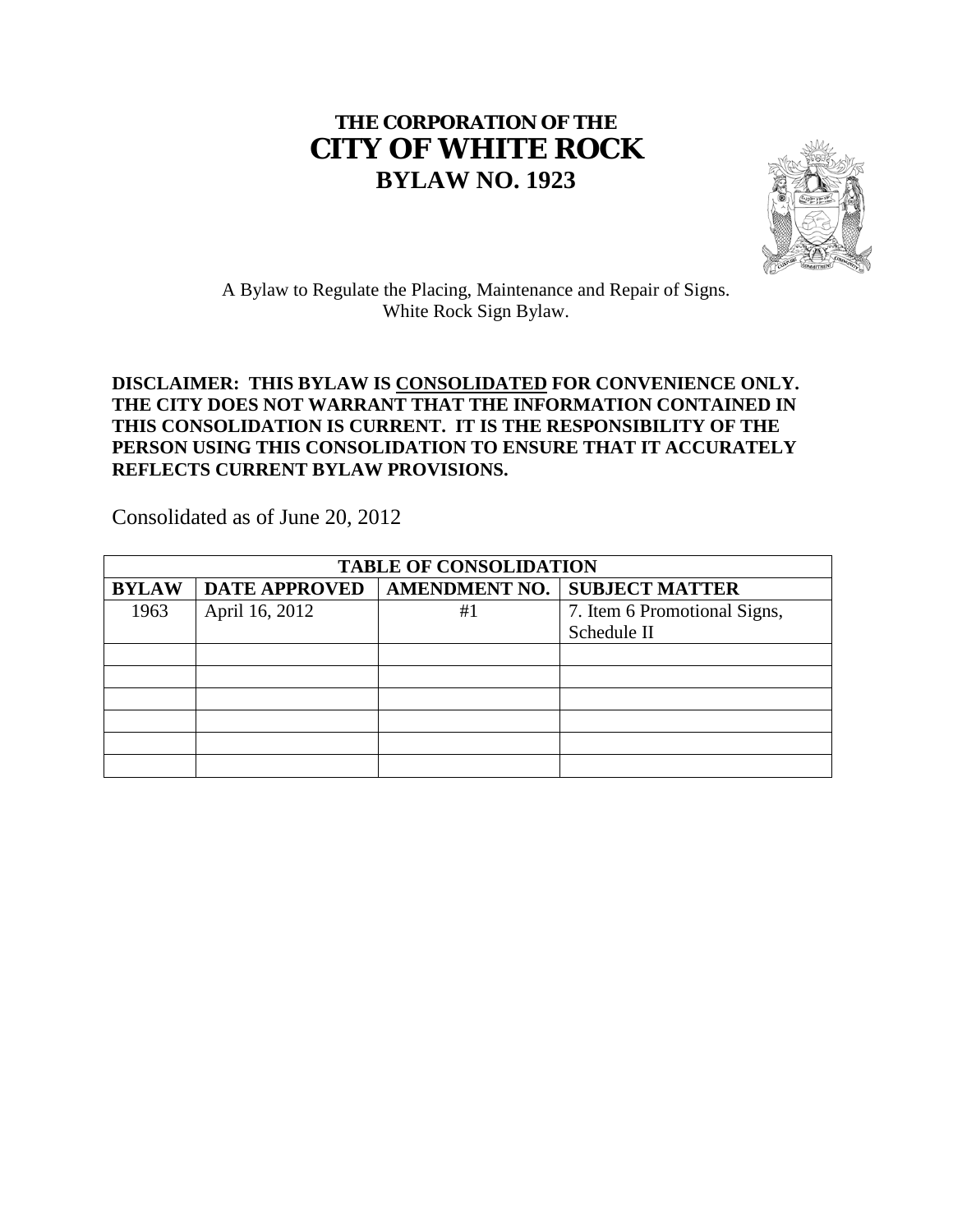# THE CORPORATION OF THE
# CITY OF WHITE ROCK
## BYLAW NO. 1923

A Bylaw to Regulate the Placing, Maintenance and Repair of Signs.
White Rock Sign Bylaw.

**DISCLAIMER: THIS BYLAW IS CONSOLIDATED FOR CONVENIENCE ONLY. THE CITY DOES NOT WARRANT THAT THE INFORMATION CONTAINED IN THIS CONSOLIDATION IS CURRENT. IT IS THE RESPONSIBILITY OF THE PERSON USING THIS CONSOLIDATION TO ENSURE THAT IT ACCURATELY REFLECTS CURRENT BYLAW PROVISIONS.**

Consolidated as of June 20, 2012

| TABLE OF CONSOLIDATION | | | |
|---|---|---|---|
| **BYLAW** | **DATE APPROVED** | **AMENDMENT NO.** | **SUBJECT MATTER** |
| 1963 | April 16, 2012 | #1 | 7. Item 6 Promotional Signs, Schedule II |
| | | | |
| | | | |
| | | | |
| | | | |
| | | | |
| | | | |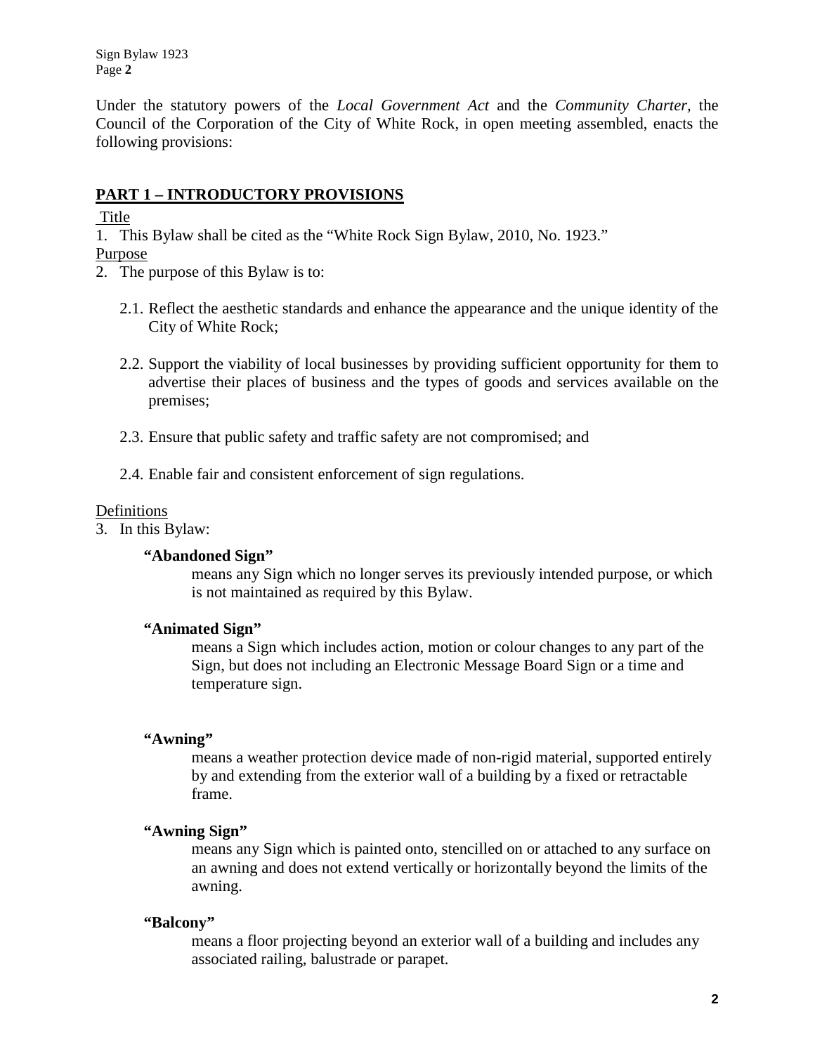Under the statutory powers of the *Local Government Act* and the *Community Charter*, the Council of the Corporation of the City of White Rock, in open meeting assembled, enacts the following provisions:

## PART 1 – INTRODUCTORY PROVISIONS

Title

1. This Bylaw shall be cited as the "White Rock Sign Bylaw, 2010, No. 1923."

Purpose

2. The purpose of this Bylaw is to:

   2.1. Reflect the aesthetic standards and enhance the appearance and the unique identity of the City of White Rock;

   2.2. Support the viability of local businesses by providing sufficient opportunity for them to advertise their places of business and the types of goods and services available on the premises;

   2.3. Ensure that public safety and traffic safety are not compromised; and

   2.4. Enable fair and consistent enforcement of sign regulations.

Definitions

3. In this Bylaw:

**"Abandoned Sign"**
means any Sign which no longer serves its previously intended purpose, or which is not maintained as required by this Bylaw.

**"Animated Sign"**
means a Sign which includes action, motion or colour changes to any part of the Sign, but does not including an Electronic Message Board Sign or a time and temperature sign.

**"Awning"**
means a weather protection device made of non-rigid material, supported entirely by and extending from the exterior wall of a building by a fixed or retractable frame.

**"Awning Sign"**
means any Sign which is painted onto, stencilled on or attached to any surface on an awning and does not extend vertically or horizontally beyond the limits of the awning.

**"Balcony"**
means a floor projecting beyond an exterior wall of a building and includes any associated railing, balustrade or parapet.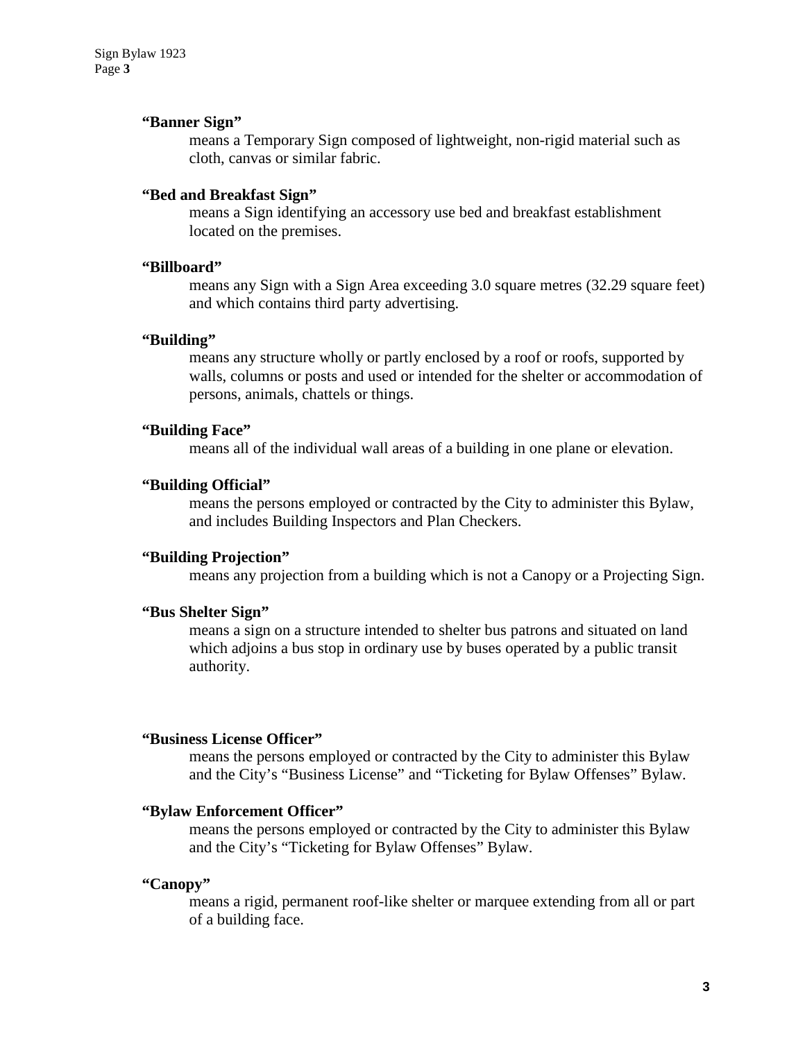**"Banner Sign"**

means a Temporary Sign composed of lightweight, non-rigid material such as cloth, canvas or similar fabric.

**"Bed and Breakfast Sign"**

means a Sign identifying an accessory use bed and breakfast establishment located on the premises.

**"Billboard"**

means any Sign with a Sign Area exceeding 3.0 square metres (32.29 square feet) and which contains third party advertising.

**"Building"**

means any structure wholly or partly enclosed by a roof or roofs, supported by walls, columns or posts and used or intended for the shelter or accommodation of persons, animals, chattels or things.

**"Building Face"**

means all of the individual wall areas of a building in one plane or elevation.

**"Building Official"**

means the persons employed or contracted by the City to administer this Bylaw, and includes Building Inspectors and Plan Checkers.

**"Building Projection"**

means any projection from a building which is not a Canopy or a Projecting Sign.

**"Bus Shelter Sign"**

means a sign on a structure intended to shelter bus patrons and situated on land which adjoins a bus stop in ordinary use by buses operated by a public transit authority.

**"Business License Officer"**

means the persons employed or contracted by the City to administer this Bylaw and the City's "Business License" and "Ticketing for Bylaw Offenses" Bylaw.

**"Bylaw Enforcement Officer"**

means the persons employed or contracted by the City to administer this Bylaw and the City's "Ticketing for Bylaw Offenses" Bylaw.

**"Canopy"**

means a rigid, permanent roof-like shelter or marquee extending from all or part of a building face.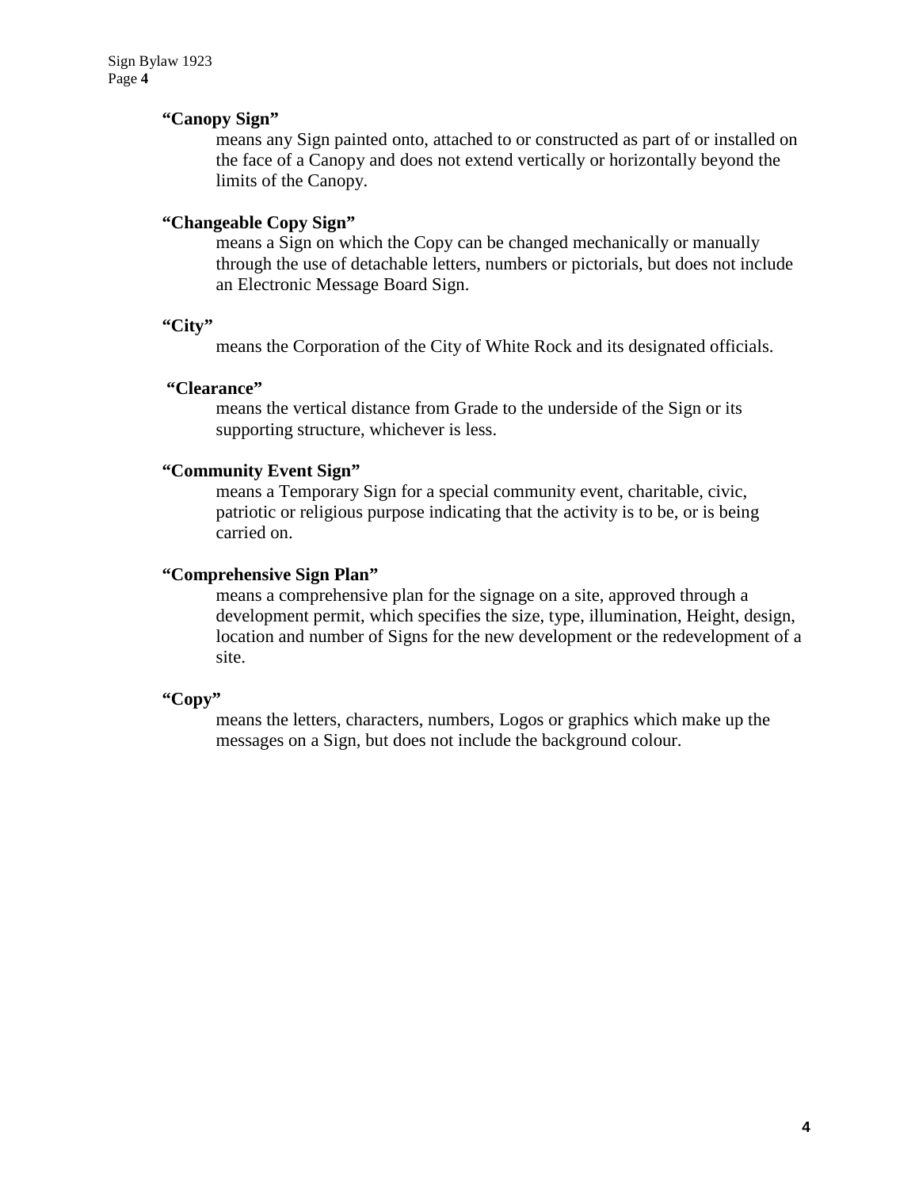**"Canopy Sign"**

means any Sign painted onto, attached to or constructed as part of or installed on the face of a Canopy and does not extend vertically or horizontally beyond the limits of the Canopy.

**"Changeable Copy Sign"**

means a Sign on which the Copy can be changed mechanically or manually through the use of detachable letters, numbers or pictorials, but does not include an Electronic Message Board Sign.

**"City"**

means the Corporation of the City of White Rock and its designated officials.

**"Clearance"**

means the vertical distance from Grade to the underside of the Sign or its supporting structure, whichever is less.

**"Community Event Sign"**

means a Temporary Sign for a special community event, charitable, civic, patriotic or religious purpose indicating that the activity is to be, or is being carried on.

**"Comprehensive Sign Plan"**

means a comprehensive plan for the signage on a site, approved through a development permit, which specifies the size, type, illumination, Height, design, location and number of Signs for the new development or the redevelopment of a site.

**"Copy"**

means the letters, characters, numbers, Logos or graphics which make up the messages on a Sign, but does not include the background colour.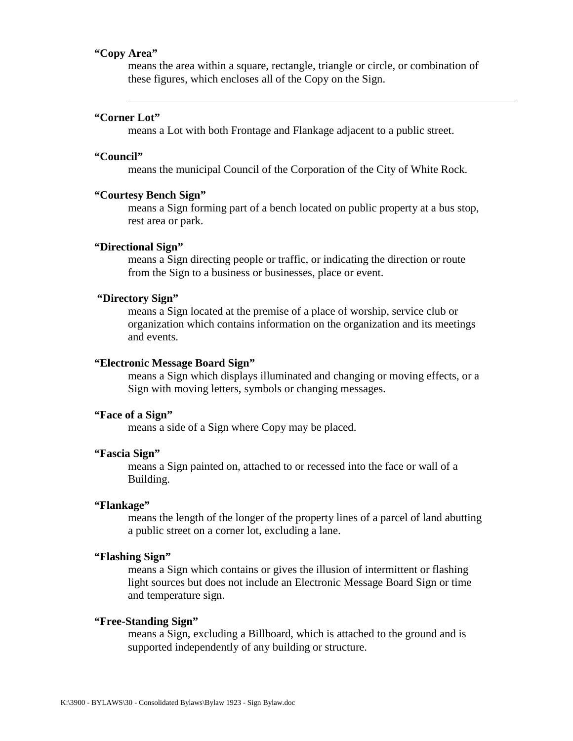**"Copy Area"**

means the area within a square, rectangle, triangle or circle, or combination of these figures, which encloses all of the Copy on the Sign.

---

**"Corner Lot"**

means a Lot with both Frontage and Flankage adjacent to a public street.

**"Council"**

means the municipal Council of the Corporation of the City of White Rock.

**"Courtesy Bench Sign"**

means a Sign forming part of a bench located on public property at a bus stop, rest area or park.

**"Directional Sign"**

means a Sign directing people or traffic, or indicating the direction or route from the Sign to a business or businesses, place or event.

**"Directory Sign"**

means a Sign located at the premise of a place of worship, service club or organization which contains information on the organization and its meetings and events.

**"Electronic Message Board Sign"**

means a Sign which displays illuminated and changing or moving effects, or a Sign with moving letters, symbols or changing messages.

**"Face of a Sign"**

means a side of a Sign where Copy may be placed.

**"Fascia Sign"**

means a Sign painted on, attached to or recessed into the face or wall of a Building.

**"Flankage"**

means the length of the longer of the property lines of a parcel of land abutting a public street on a corner lot, excluding a lane.

**"Flashing Sign"**

means a Sign which contains or gives the illusion of intermittent or flashing light sources but does not include an Electronic Message Board Sign or time and temperature sign.

**"Free-Standing Sign"**

means a Sign, excluding a Billboard, which is attached to the ground and is supported independently of any building or structure.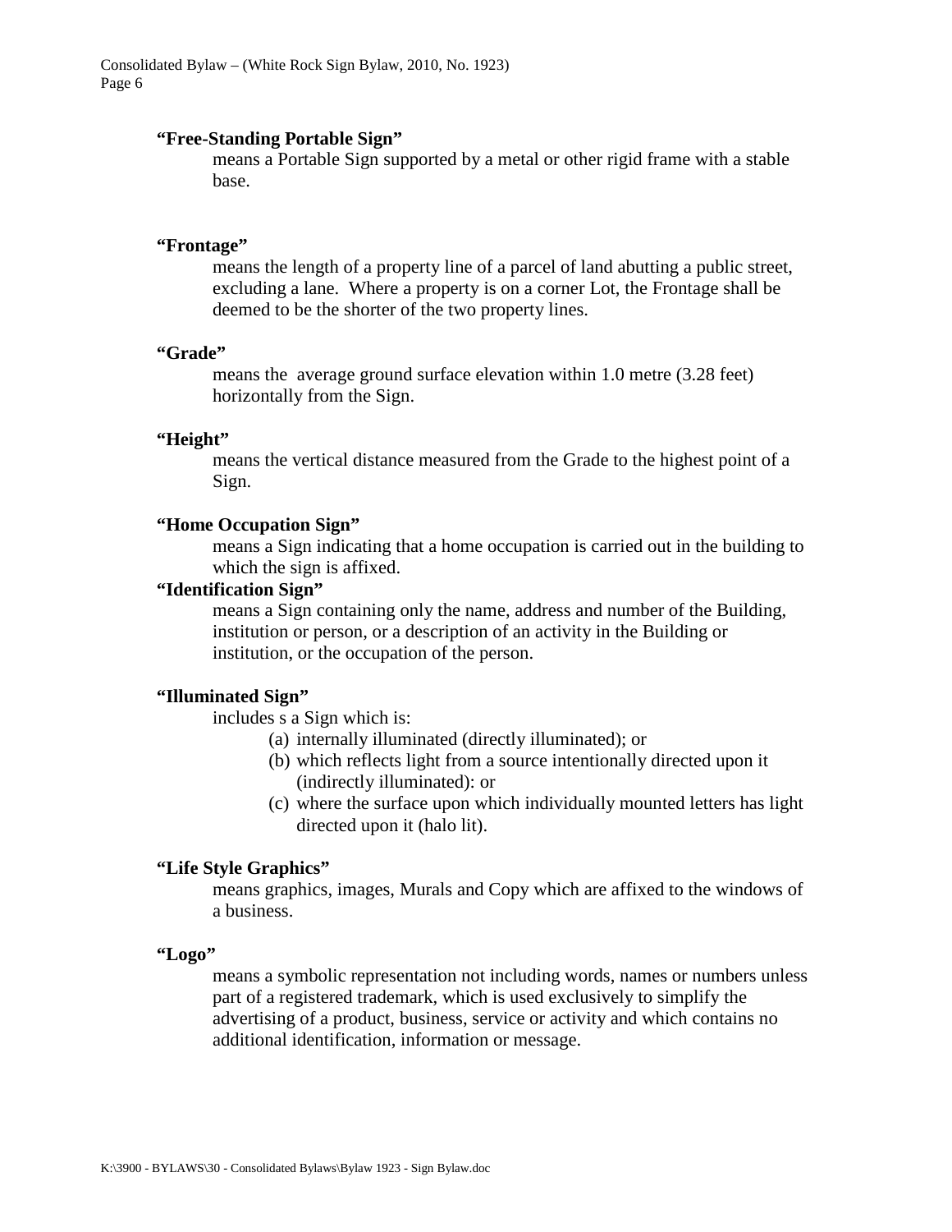**"Free-Standing Portable Sign"**

means a Portable Sign supported by a metal or other rigid frame with a stable base.

**"Frontage"**

means the length of a property line of a parcel of land abutting a public street, excluding a lane. Where a property is on a corner Lot, the Frontage shall be deemed to be the shorter of the two property lines.

**"Grade"**

means the average ground surface elevation within 1.0 metre (3.28 feet) horizontally from the Sign.

**"Height"**

means the vertical distance measured from the Grade to the highest point of a Sign.

**"Home Occupation Sign"**

means a Sign indicating that a home occupation is carried out in the building to which the sign is affixed.

**"Identification Sign"**

means a Sign containing only the name, address and number of the Building, institution or person, or a description of an activity in the Building or institution, or the occupation of the person.

**"Illuminated Sign"**

includes s a Sign which is:

(a) internally illuminated (directly illuminated); or
(b) which reflects light from a source intentionally directed upon it (indirectly illuminated): or
(c) where the surface upon which individually mounted letters has light directed upon it (halo lit).

**"Life Style Graphics"**

means graphics, images, Murals and Copy which are affixed to the windows of a business.

**"Logo"**

means a symbolic representation not including words, names or numbers unless part of a registered trademark, which is used exclusively to simplify the advertising of a product, business, service or activity and which contains no additional identification, information or message.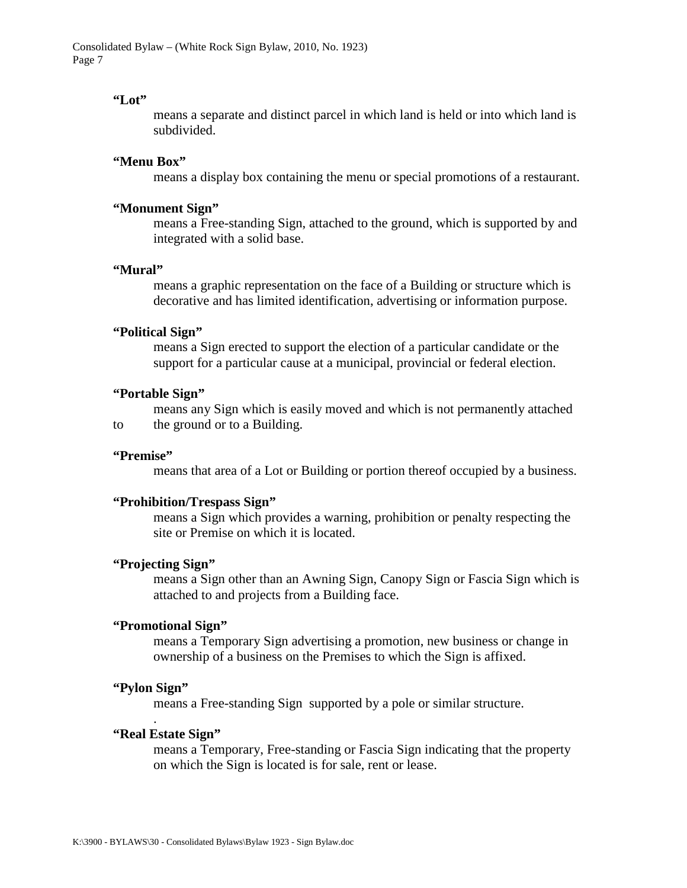**"Lot"**

means a separate and distinct parcel in which land is held or into which land is subdivided.

**"Menu Box"**

means a display box containing the menu or special promotions of a restaurant.

**"Monument Sign"**

means a Free-standing Sign, attached to the ground, which is supported by and integrated with a solid base.

**"Mural"**

means a graphic representation on the face of a Building or structure which is decorative and has limited identification, advertising or information purpose.

**"Political Sign"**

means a Sign erected to support the election of a particular candidate or the support for a particular cause at a municipal, provincial or federal election.

**"Portable Sign"**

means any Sign which is easily moved and which is not permanently attached to the ground or to a Building.

**"Premise"**

means that area of a Lot or Building or portion thereof occupied by a business.

**"Prohibition/Trespass Sign"**

means a Sign which provides a warning, prohibition or penalty respecting the site or Premise on which it is located.

**"Projecting Sign"**

means a Sign other than an Awning Sign, Canopy Sign or Fascia Sign which is attached to and projects from a Building face.

**"Promotional Sign"**

means a Temporary Sign advertising a promotion, new business or change in ownership of a business on the Premises to which the Sign is affixed.

**"Pylon Sign"**

means a Free-standing Sign supported by a pole or similar structure.

**"Real Estate Sign"**

means a Temporary, Free-standing or Fascia Sign indicating that the property on which the Sign is located is for sale, rent or lease.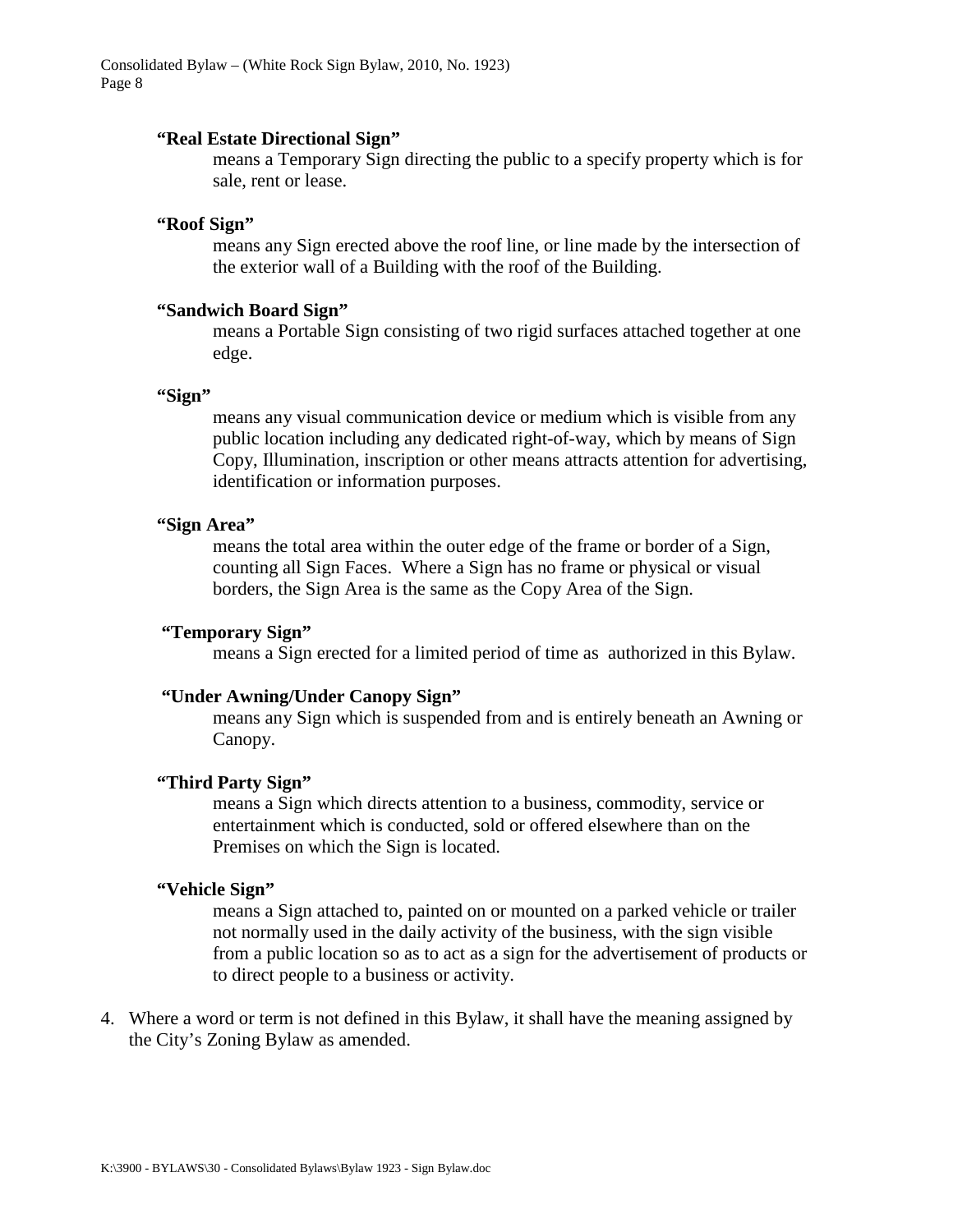**"Real Estate Directional Sign"**

means a Temporary Sign directing the public to a specify property which is for sale, rent or lease.

**"Roof Sign"**

means any Sign erected above the roof line, or line made by the intersection of the exterior wall of a Building with the roof of the Building.

**"Sandwich Board Sign"**

means a Portable Sign consisting of two rigid surfaces attached together at one edge.

**"Sign"**

means any visual communication device or medium which is visible from any public location including any dedicated right-of-way, which by means of Sign Copy, Illumination, inscription or other means attracts attention for advertising, identification or information purposes.

**"Sign Area"**

means the total area within the outer edge of the frame or border of a Sign, counting all Sign Faces. Where a Sign has no frame or physical or visual borders, the Sign Area is the same as the Copy Area of the Sign.

**"Temporary Sign"**

means a Sign erected for a limited period of time as authorized in this Bylaw.

**"Under Awning/Under Canopy Sign"**

means any Sign which is suspended from and is entirely beneath an Awning or Canopy.

**"Third Party Sign"**

means a Sign which directs attention to a business, commodity, service or entertainment which is conducted, sold or offered elsewhere than on the Premises on which the Sign is located.

**"Vehicle Sign"**

means a Sign attached to, painted on or mounted on a parked vehicle or trailer not normally used in the daily activity of the business, with the sign visible from a public location so as to act as a sign for the advertisement of products or to direct people to a business or activity.

4. Where a word or term is not defined in this Bylaw, it shall have the meaning assigned by the City's Zoning Bylaw as amended.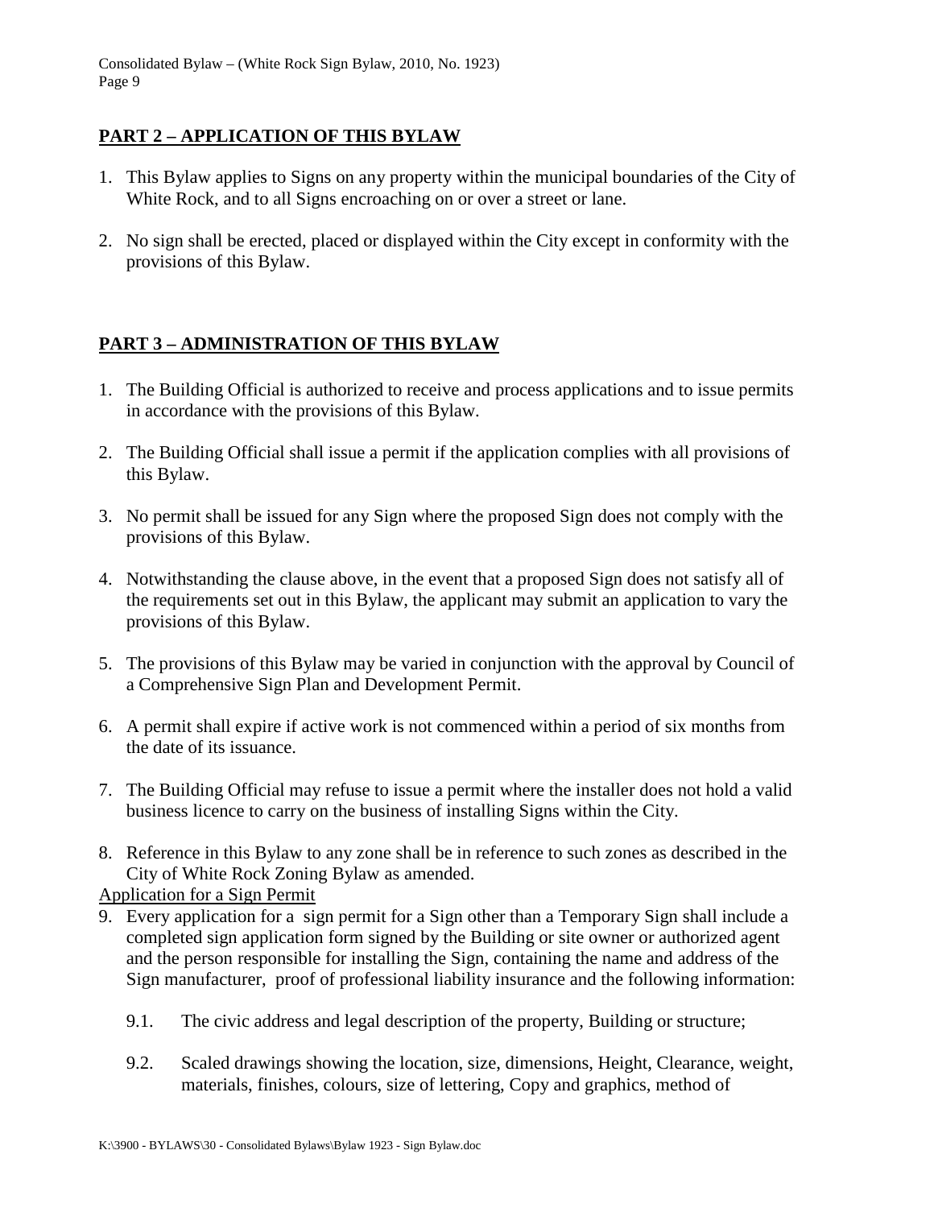## PART 2 – APPLICATION OF THIS BYLAW

1. This Bylaw applies to Signs on any property within the municipal boundaries of the City of White Rock, and to all Signs encroaching on or over a street or lane.

2. No sign shall be erected, placed or displayed within the City except in conformity with the provisions of this Bylaw.

## PART 3 – ADMINISTRATION OF THIS BYLAW

1. The Building Official is authorized to receive and process applications and to issue permits in accordance with the provisions of this Bylaw.

2. The Building Official shall issue a permit if the application complies with all provisions of this Bylaw.

3. No permit shall be issued for any Sign where the proposed Sign does not comply with the provisions of this Bylaw.

4. Notwithstanding the clause above, in the event that a proposed Sign does not satisfy all of the requirements set out in this Bylaw, the applicant may submit an application to vary the provisions of this Bylaw.

5. The provisions of this Bylaw may be varied in conjunction with the approval by Council of a Comprehensive Sign Plan and Development Permit.

6. A permit shall expire if active work is not commenced within a period of six months from the date of its issuance.

7. The Building Official may refuse to issue a permit where the installer does not hold a valid business licence to carry on the business of installing Signs within the City.

8. Reference in this Bylaw to any zone shall be in reference to such zones as described in the City of White Rock Zoning Bylaw as amended.

Application for a Sign Permit

9. Every application for a sign permit for a Sign other than a Temporary Sign shall include a completed sign application form signed by the Building or site owner or authorized agent and the person responsible for installing the Sign, containing the name and address of the Sign manufacturer, proof of professional liability insurance and the following information:

   9.1. The civic address and legal description of the property, Building or structure;

   9.2. Scaled drawings showing the location, size, dimensions, Height, Clearance, weight, materials, finishes, colours, size of lettering, Copy and graphics, method of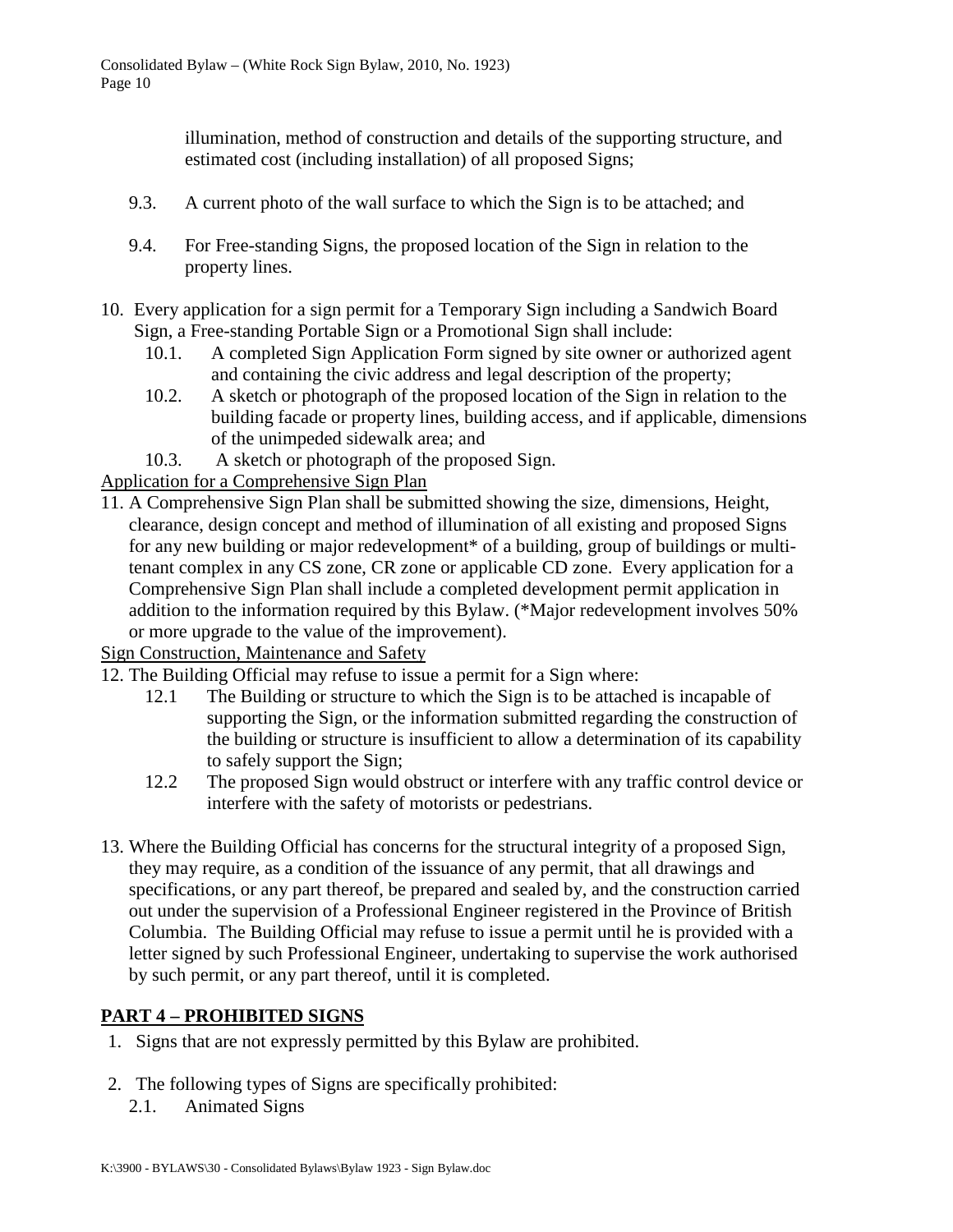illumination, method of construction and details of the supporting structure, and estimated cost (including installation) of all proposed Signs;

9.3. A current photo of the wall surface to which the Sign is to be attached; and

9.4. For Free-standing Signs, the proposed location of the Sign in relation to the property lines.

10. Every application for a sign permit for a Temporary Sign including a Sandwich Board Sign, a Free-standing Portable Sign or a Promotional Sign shall include:
    10.1. A completed Sign Application Form signed by site owner or authorized agent and containing the civic address and legal description of the property;
    10.2. A sketch or photograph of the proposed location of the Sign in relation to the building facade or property lines, building access, and if applicable, dimensions of the unimpeded sidewalk area; and
    10.3. A sketch or photograph of the proposed Sign.

<u>Application for a Comprehensive Sign Plan</u>

11. A Comprehensive Sign Plan shall be submitted showing the size, dimensions, Height, clearance, design concept and method of illumination of all existing and proposed Signs for any new building or major redevelopment* of a building, group of buildings or multi-tenant complex in any CS zone, CR zone or applicable CD zone. Every application for a Comprehensive Sign Plan shall include a completed development permit application in addition to the information required by this Bylaw. (*Major redevelopment involves 50% or more upgrade to the value of the improvement).

<u>Sign Construction, Maintenance and Safety</u>

12. The Building Official may refuse to issue a permit for a Sign where:
    12.1 The Building or structure to which the Sign is to be attached is incapable of supporting the Sign, or the information submitted regarding the construction of the building or structure is insufficient to allow a determination of its capability to safely support the Sign;
    12.2 The proposed Sign would obstruct or interfere with any traffic control device or interfere with the safety of motorists or pedestrians.

13. Where the Building Official has concerns for the structural integrity of a proposed Sign, they may require, as a condition of the issuance of any permit, that all drawings and specifications, or any part thereof, be prepared and sealed by, and the construction carried out under the supervision of a Professional Engineer registered in the Province of British Columbia. The Building Official may refuse to issue a permit until he is provided with a letter signed by such Professional Engineer, undertaking to supervise the work authorised by such permit, or any part thereof, until it is completed.

## PART 4 – PROHIBITED SIGNS

1. Signs that are not expressly permitted by this Bylaw are prohibited.

2. The following types of Signs are specifically prohibited:
    2.1. Animated Signs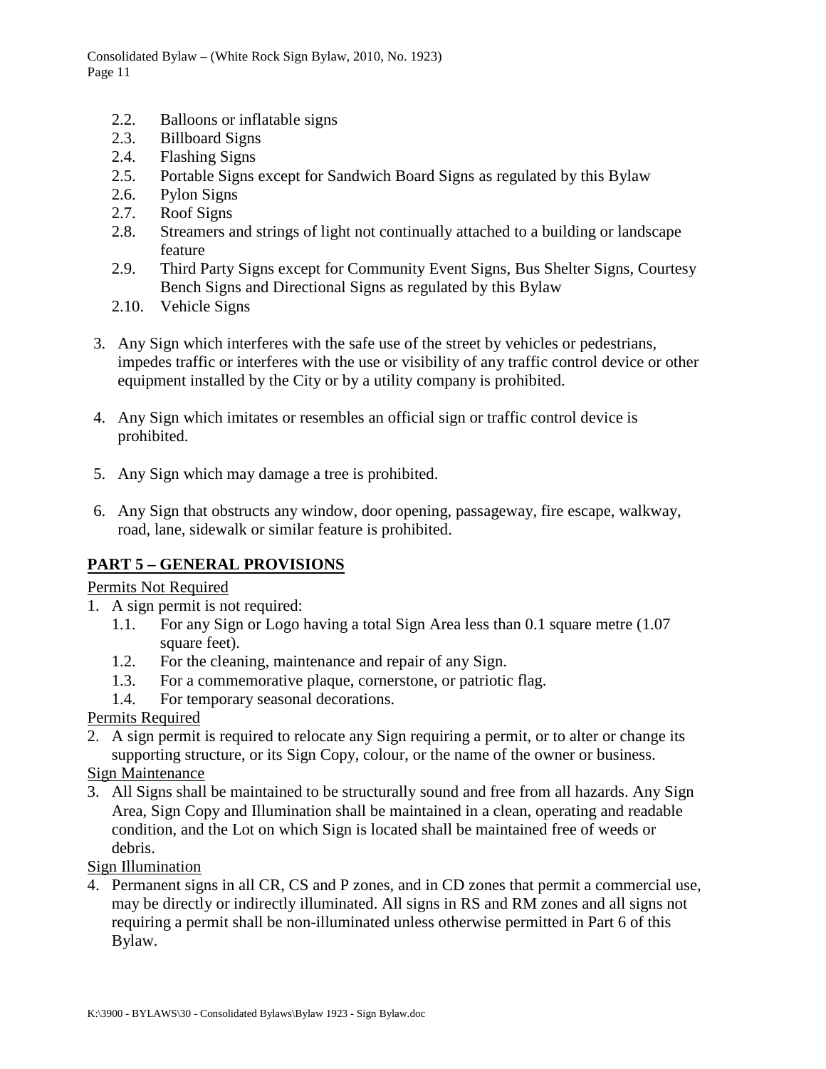2.2. Balloons or inflatable signs
   2.3. Billboard Signs
   2.4. Flashing Signs
   2.5. Portable Signs except for Sandwich Board Signs as regulated by this Bylaw
   2.6. Pylon Signs
   2.7. Roof Signs
   2.8. Streamers and strings of light not continually attached to a building or landscape feature
   2.9. Third Party Signs except for Community Event Signs, Bus Shelter Signs, Courtesy Bench Signs and Directional Signs as regulated by this Bylaw
   2.10. Vehicle Signs

3. Any Sign which interferes with the safe use of the street by vehicles or pedestrians, impedes traffic or interferes with the use or visibility of any traffic control device or other equipment installed by the City or by a utility company is prohibited.

4. Any Sign which imitates or resembles an official sign or traffic control device is prohibited.

5. Any Sign which may damage a tree is prohibited.

6. Any Sign that obstructs any window, door opening, passageway, fire escape, walkway, road, lane, sidewalk or similar feature is prohibited.

## PART 5 – GENERAL PROVISIONS

Permits Not Required

1. A sign permit is not required:
   1.1. For any Sign or Logo having a total Sign Area less than 0.1 square metre (1.07 square feet).
   1.2. For the cleaning, maintenance and repair of any Sign.
   1.3. For a commemorative plaque, cornerstone, or patriotic flag.
   1.4. For temporary seasonal decorations.

Permits Required

2. A sign permit is required to relocate any Sign requiring a permit, or to alter or change its supporting structure, or its Sign Copy, colour, or the name of the owner or business.

Sign Maintenance

3. All Signs shall be maintained to be structurally sound and free from all hazards. Any Sign Area, Sign Copy and Illumination shall be maintained in a clean, operating and readable condition, and the Lot on which Sign is located shall be maintained free of weeds or debris.

Sign Illumination

4. Permanent signs in all CR, CS and P zones, and in CD zones that permit a commercial use, may be directly or indirectly illuminated. All signs in RS and RM zones and all signs not requiring a permit shall be non-illuminated unless otherwise permitted in Part 6 of this Bylaw.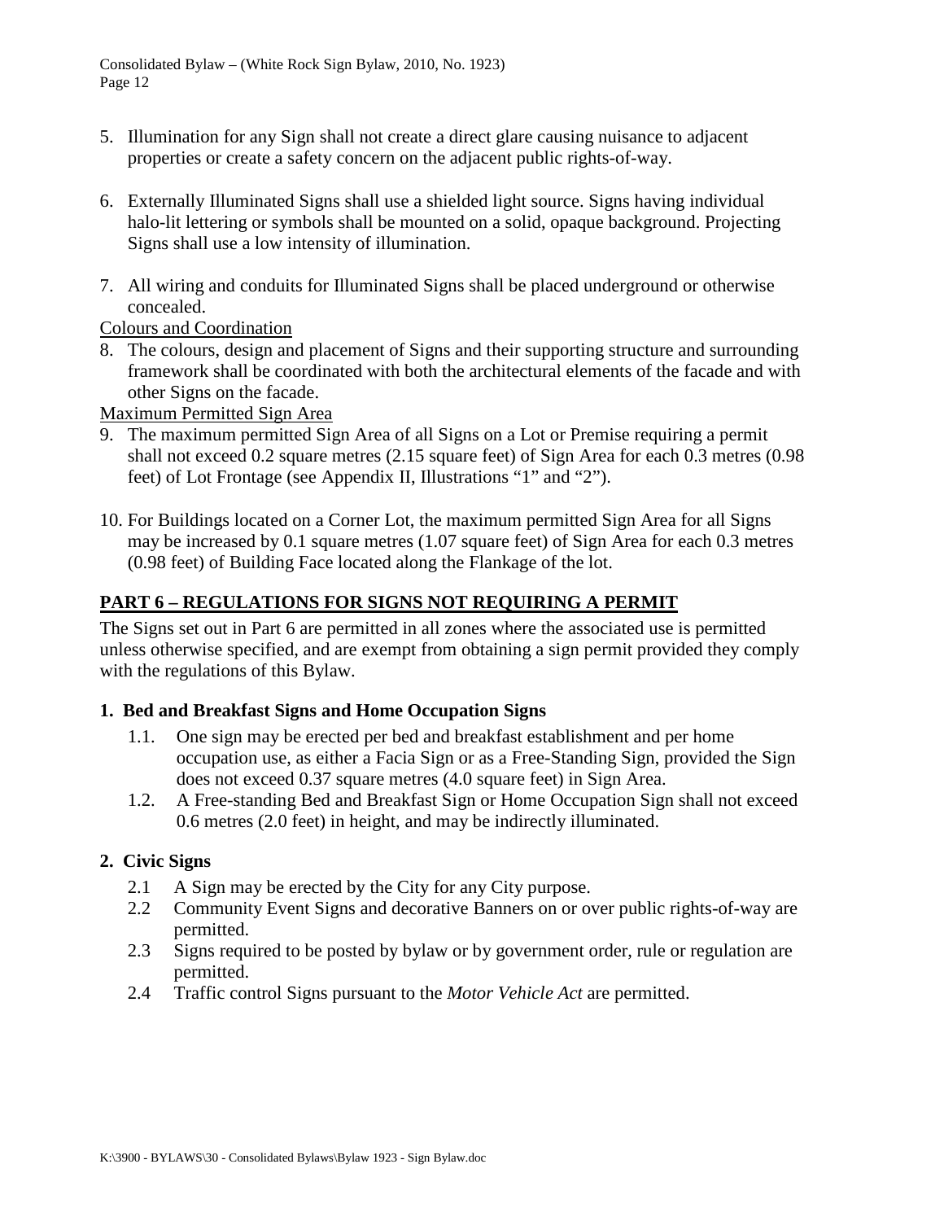5. Illumination for any Sign shall not create a direct glare causing nuisance to adjacent properties or create a safety concern on the adjacent public rights-of-way.

6. Externally Illuminated Signs shall use a shielded light source. Signs having individual halo-lit lettering or symbols shall be mounted on a solid, opaque background. Projecting Signs shall use a low intensity of illumination.

7. All wiring and conduits for Illuminated Signs shall be placed underground or otherwise concealed.

Colours and Coordination

8. The colours, design and placement of Signs and their supporting structure and surrounding framework shall be coordinated with both the architectural elements of the facade and with other Signs on the facade.

Maximum Permitted Sign Area

9. The maximum permitted Sign Area of all Signs on a Lot or Premise requiring a permit shall not exceed 0.2 square metres (2.15 square feet) of Sign Area for each 0.3 metres (0.98 feet) of Lot Frontage (see Appendix II, Illustrations "1" and "2").

10. For Buildings located on a Corner Lot, the maximum permitted Sign Area for all Signs may be increased by 0.1 square metres (1.07 square feet) of Sign Area for each 0.3 metres (0.98 feet) of Building Face located along the Flankage of the lot.

## PART 6 – REGULATIONS FOR SIGNS NOT REQUIRING A PERMIT

The Signs set out in Part 6 are permitted in all zones where the associated use is permitted unless otherwise specified, and are exempt from obtaining a sign permit provided they comply with the regulations of this Bylaw.

### 1. Bed and Breakfast Signs and Home Occupation Signs

1.1. One sign may be erected per bed and breakfast establishment and per home occupation use, as either a Facia Sign or as a Free-Standing Sign, provided the Sign does not exceed 0.37 square metres (4.0 square feet) in Sign Area.

1.2. A Free-standing Bed and Breakfast Sign or Home Occupation Sign shall not exceed 0.6 metres (2.0 feet) in height, and may be indirectly illuminated.

### 2. Civic Signs

2.1 A Sign may be erected by the City for any City purpose.

2.2 Community Event Signs and decorative Banners on or over public rights-of-way are permitted.

2.3 Signs required to be posted by bylaw or by government order, rule or regulation are permitted.

2.4 Traffic control Signs pursuant to the *Motor Vehicle Act* are permitted.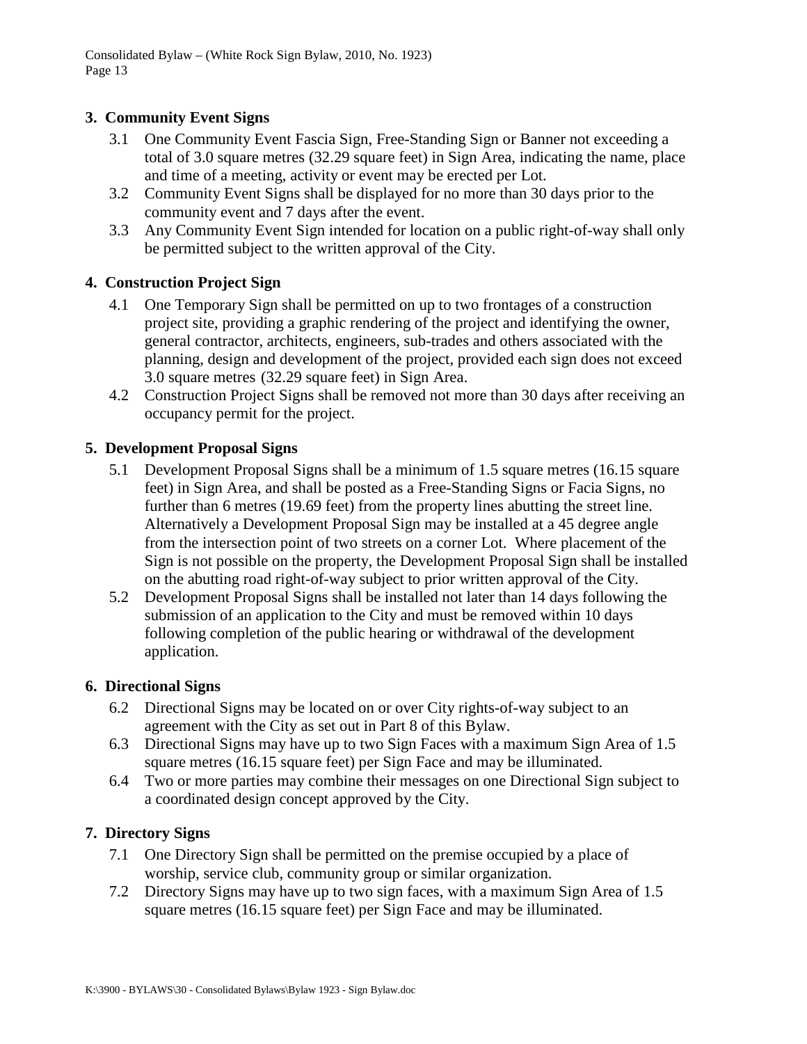## 3. Community Event Signs

3.1 One Community Event Fascia Sign, Free-Standing Sign or Banner not exceeding a total of 3.0 square metres (32.29 square feet) in Sign Area, indicating the name, place and time of a meeting, activity or event may be erected per Lot.

3.2 Community Event Signs shall be displayed for no more than 30 days prior to the community event and 7 days after the event.

3.3 Any Community Event Sign intended for location on a public right-of-way shall only be permitted subject to the written approval of the City.

## 4. Construction Project Sign

4.1 One Temporary Sign shall be permitted on up to two frontages of a construction project site, providing a graphic rendering of the project and identifying the owner, general contractor, architects, engineers, sub-trades and others associated with the planning, design and development of the project, provided each sign does not exceed 3.0 square metres (32.29 square feet) in Sign Area.

4.2 Construction Project Signs shall be removed not more than 30 days after receiving an occupancy permit for the project.

## 5. Development Proposal Signs

5.1 Development Proposal Signs shall be a minimum of 1.5 square metres (16.15 square feet) in Sign Area, and shall be posted as a Free-Standing Signs or Facia Signs, no further than 6 metres (19.69 feet) from the property lines abutting the street line. Alternatively a Development Proposal Sign may be installed at a 45 degree angle from the intersection point of two streets on a corner Lot. Where placement of the Sign is not possible on the property, the Development Proposal Sign shall be installed on the abutting road right-of-way subject to prior written approval of the City.

5.2 Development Proposal Signs shall be installed not later than 14 days following the submission of an application to the City and must be removed within 10 days following completion of the public hearing or withdrawal of the development application.

## 6. Directional Signs

6.2 Directional Signs may be located on or over City rights-of-way subject to an agreement with the City as set out in Part 8 of this Bylaw.

6.3 Directional Signs may have up to two Sign Faces with a maximum Sign Area of 1.5 square metres (16.15 square feet) per Sign Face and may be illuminated.

6.4 Two or more parties may combine their messages on one Directional Sign subject to a coordinated design concept approved by the City.

## 7. Directory Signs

7.1 One Directory Sign shall be permitted on the premise occupied by a place of worship, service club, community group or similar organization.

7.2 Directory Signs may have up to two sign faces, with a maximum Sign Area of 1.5 square metres (16.15 square feet) per Sign Face and may be illuminated.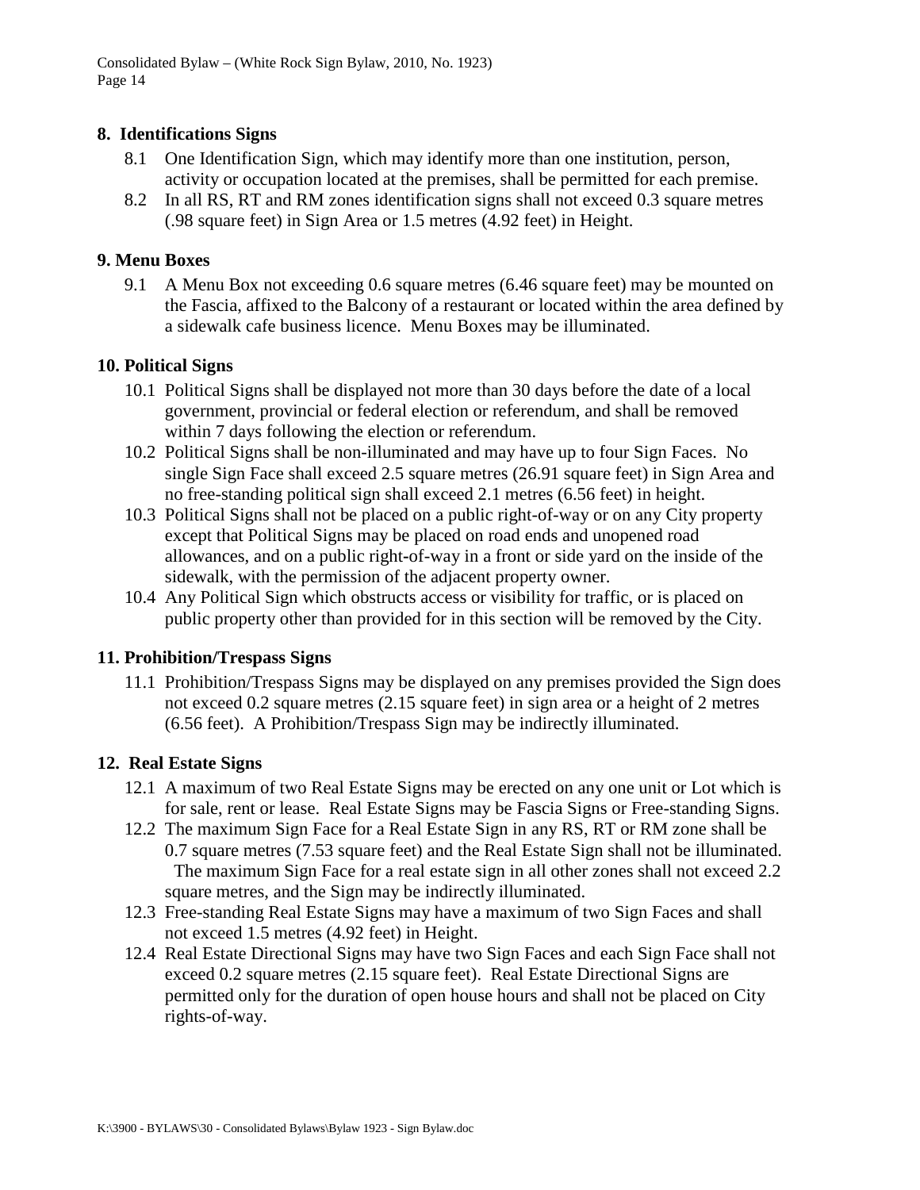## 8. Identifications Signs

8.1 One Identification Sign, which may identify more than one institution, person, activity or occupation located at the premises, shall be permitted for each premise.

8.2 In all RS, RT and RM zones identification signs shall not exceed 0.3 square metres (.98 square feet) in Sign Area or 1.5 metres (4.92 feet) in Height.

## 9. Menu Boxes

9.1 A Menu Box not exceeding 0.6 square metres (6.46 square feet) may be mounted on the Fascia, affixed to the Balcony of a restaurant or located within the area defined by a sidewalk cafe business licence. Menu Boxes may be illuminated.

## 10. Political Signs

10.1 Political Signs shall be displayed not more than 30 days before the date of a local government, provincial or federal election or referendum, and shall be removed within 7 days following the election or referendum.

10.2 Political Signs shall be non-illuminated and may have up to four Sign Faces. No single Sign Face shall exceed 2.5 square metres (26.91 square feet) in Sign Area and no free-standing political sign shall exceed 2.1 metres (6.56 feet) in height.

10.3 Political Signs shall not be placed on a public right-of-way or on any City property except that Political Signs may be placed on road ends and unopened road allowances, and on a public right-of-way in a front or side yard on the inside of the sidewalk, with the permission of the adjacent property owner.

10.4 Any Political Sign which obstructs access or visibility for traffic, or is placed on public property other than provided for in this section will be removed by the City.

## 11. Prohibition/Trespass Signs

11.1 Prohibition/Trespass Signs may be displayed on any premises provided the Sign does not exceed 0.2 square metres (2.15 square feet) in sign area or a height of 2 metres (6.56 feet). A Prohibition/Trespass Sign may be indirectly illuminated.

## 12. Real Estate Signs

12.1 A maximum of two Real Estate Signs may be erected on any one unit or Lot which is for sale, rent or lease. Real Estate Signs may be Fascia Signs or Free-standing Signs.

12.2 The maximum Sign Face for a Real Estate Sign in any RS, RT or RM zone shall be 0.7 square metres (7.53 square feet) and the Real Estate Sign shall not be illuminated. The maximum Sign Face for a real estate sign in all other zones shall not exceed 2.2 square metres, and the Sign may be indirectly illuminated.

12.3 Free-standing Real Estate Signs may have a maximum of two Sign Faces and shall not exceed 1.5 metres (4.92 feet) in Height.

12.4 Real Estate Directional Signs may have two Sign Faces and each Sign Face shall not exceed 0.2 square metres (2.15 square feet). Real Estate Directional Signs are permitted only for the duration of open house hours and shall not be placed on City rights-of-way.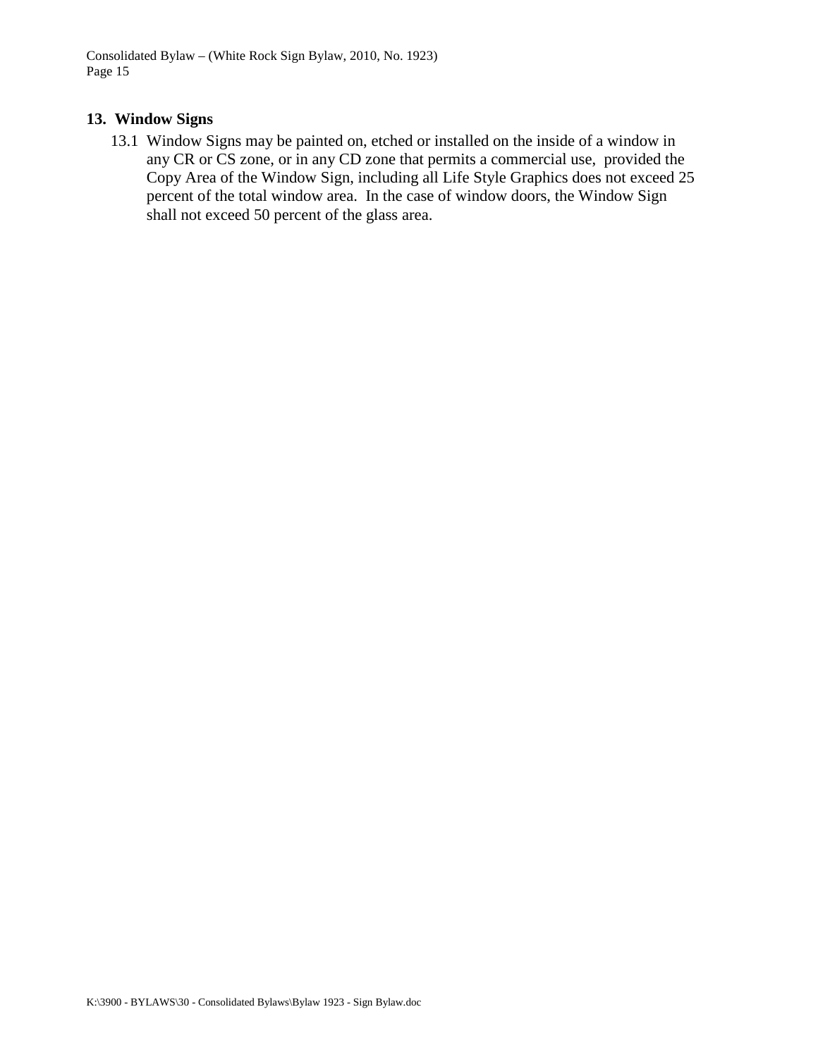## 13. Window Signs

13.1 Window Signs may be painted on, etched or installed on the inside of a window in any CR or CS zone, or in any CD zone that permits a commercial use, provided the Copy Area of the Window Sign, including all Life Style Graphics does not exceed 25 percent of the total window area. In the case of window doors, the Window Sign shall not exceed 50 percent of the glass area.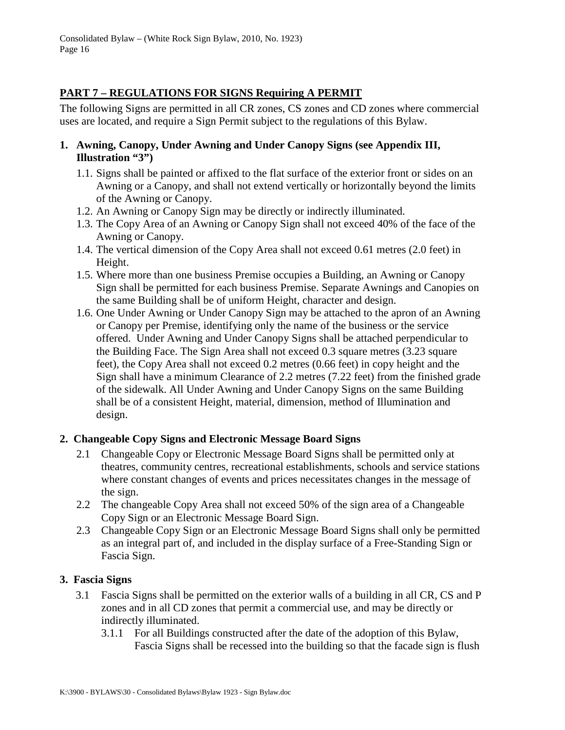## PART 7 – REGULATIONS FOR SIGNS Requiring A PERMIT

The following Signs are permitted in all CR zones, CS zones and CD zones where commercial uses are located, and require a Sign Permit subject to the regulations of this Bylaw.

### 1. Awning, Canopy, Under Awning and Under Canopy Signs (see Appendix III, Illustration "3")

1.1. Signs shall be painted or affixed to the flat surface of the exterior front or sides on an Awning or a Canopy, and shall not extend vertically or horizontally beyond the limits of the Awning or Canopy.

1.2. An Awning or Canopy Sign may be directly or indirectly illuminated.

1.3. The Copy Area of an Awning or Canopy Sign shall not exceed 40% of the face of the Awning or Canopy.

1.4. The vertical dimension of the Copy Area shall not exceed 0.61 metres (2.0 feet) in Height.

1.5. Where more than one business Premise occupies a Building, an Awning or Canopy Sign shall be permitted for each business Premise. Separate Awnings and Canopies on the same Building shall be of uniform Height, character and design.

1.6. One Under Awning or Under Canopy Sign may be attached to the apron of an Awning or Canopy per Premise, identifying only the name of the business or the service offered. Under Awning and Under Canopy Signs shall be attached perpendicular to the Building Face. The Sign Area shall not exceed 0.3 square metres (3.23 square feet), the Copy Area shall not exceed 0.2 metres (0.66 feet) in copy height and the Sign shall have a minimum Clearance of 2.2 metres (7.22 feet) from the finished grade of the sidewalk. All Under Awning and Under Canopy Signs on the same Building shall be of a consistent Height, material, dimension, method of Illumination and design.

### 2. Changeable Copy Signs and Electronic Message Board Signs

2.1 Changeable Copy or Electronic Message Board Signs shall be permitted only at theatres, community centres, recreational establishments, schools and service stations where constant changes of events and prices necessitates changes in the message of the sign.

2.2 The changeable Copy Area shall not exceed 50% of the sign area of a Changeable Copy Sign or an Electronic Message Board Sign.

2.3 Changeable Copy Sign or an Electronic Message Board Signs shall only be permitted as an integral part of, and included in the display surface of a Free-Standing Sign or Fascia Sign.

### 3. Fascia Signs

3.1 Fascia Signs shall be permitted on the exterior walls of a building in all CR, CS and P zones and in all CD zones that permit a commercial use, and may be directly or indirectly illuminated.

3.1.1 For all Buildings constructed after the date of the adoption of this Bylaw, Fascia Signs shall be recessed into the building so that the facade sign is flush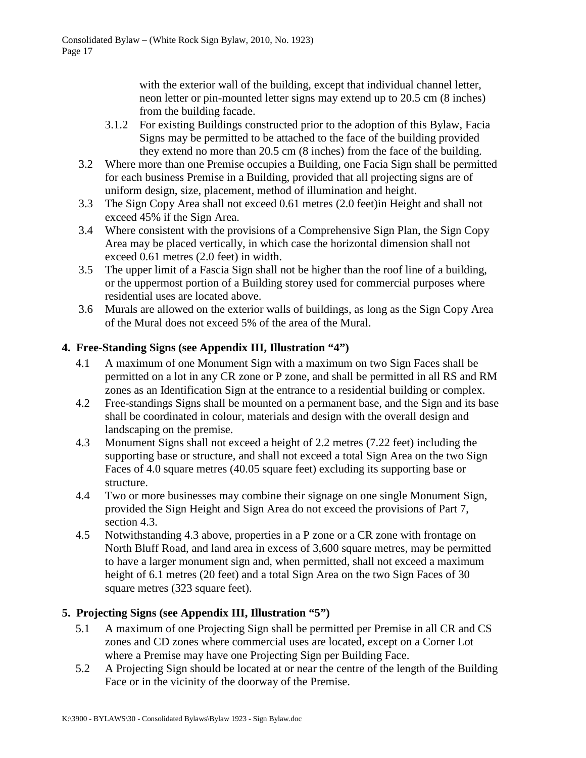with the exterior wall of the building, except that individual channel letter, neon letter or pin-mounted letter signs may extend up to 20.5 cm (8 inches) from the building facade.

3.1.2 For existing Buildings constructed prior to the adoption of this Bylaw, Facia Signs may be permitted to be attached to the face of the building provided they extend no more than 20.5 cm (8 inches) from the face of the building.

3.2 Where more than one Premise occupies a Building, one Facia Sign shall be permitted for each business Premise in a Building, provided that all projecting signs are of uniform design, size, placement, method of illumination and height.

3.3 The Sign Copy Area shall not exceed 0.61 metres (2.0 feet)in Height and shall not exceed 45% if the Sign Area.

3.4 Where consistent with the provisions of a Comprehensive Sign Plan, the Sign Copy Area may be placed vertically, in which case the horizontal dimension shall not exceed 0.61 metres (2.0 feet) in width.

3.5 The upper limit of a Fascia Sign shall not be higher than the roof line of a building, or the uppermost portion of a Building storey used for commercial purposes where residential uses are located above.

3.6 Murals are allowed on the exterior walls of buildings, as long as the Sign Copy Area of the Mural does not exceed 5% of the area of the Mural.

## 4. Free-Standing Signs (see Appendix III, Illustration "4")

4.1 A maximum of one Monument Sign with a maximum on two Sign Faces shall be permitted on a lot in any CR zone or P zone, and shall be permitted in all RS and RM zones as an Identification Sign at the entrance to a residential building or complex.

4.2 Free-standings Signs shall be mounted on a permanent base, and the Sign and its base shall be coordinated in colour, materials and design with the overall design and landscaping on the premise.

4.3 Monument Signs shall not exceed a height of 2.2 metres (7.22 feet) including the supporting base or structure, and shall not exceed a total Sign Area on the two Sign Faces of 4.0 square metres (40.05 square feet) excluding its supporting base or structure.

4.4 Two or more businesses may combine their signage on one single Monument Sign, provided the Sign Height and Sign Area do not exceed the provisions of Part 7, section 4.3.

4.5 Notwithstanding 4.3 above, properties in a P zone or a CR zone with frontage on North Bluff Road, and land area in excess of 3,600 square metres, may be permitted to have a larger monument sign and, when permitted, shall not exceed a maximum height of 6.1 metres (20 feet) and a total Sign Area on the two Sign Faces of 30 square metres (323 square feet).

## 5. Projecting Signs (see Appendix III, Illustration "5")

5.1 A maximum of one Projecting Sign shall be permitted per Premise in all CR and CS zones and CD zones where commercial uses are located, except on a Corner Lot where a Premise may have one Projecting Sign per Building Face.

5.2 A Projecting Sign should be located at or near the centre of the length of the Building Face or in the vicinity of the doorway of the Premise.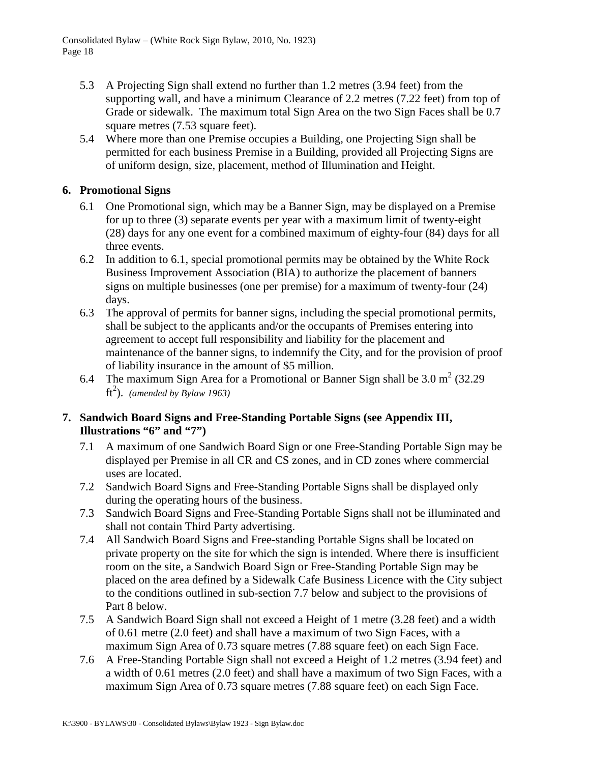5.3 A Projecting Sign shall extend no further than 1.2 metres (3.94 feet) from the supporting wall, and have a minimum Clearance of 2.2 metres (7.22 feet) from top of Grade or sidewalk. The maximum total Sign Area on the two Sign Faces shall be 0.7 square metres (7.53 square feet).

5.4 Where more than one Premise occupies a Building, one Projecting Sign shall be permitted for each business Premise in a Building, provided all Projecting Signs are of uniform design, size, placement, method of Illumination and Height.

## 6. Promotional Signs

6.1 One Promotional sign, which may be a Banner Sign, may be displayed on a Premise for up to three (3) separate events per year with a maximum limit of twenty-eight (28) days for any one event for a combined maximum of eighty-four (84) days for all three events.

6.2 In addition to 6.1, special promotional permits may be obtained by the White Rock Business Improvement Association (BIA) to authorize the placement of banners signs on multiple businesses (one per premise) for a maximum of twenty-four (24) days.

6.3 The approval of permits for banner signs, including the special promotional permits, shall be subject to the applicants and/or the occupants of Premises entering into agreement to accept full responsibility and liability for the placement and maintenance of the banner signs, to indemnify the City, and for the provision of proof of liability insurance in the amount of $5 million.

6.4 The maximum Sign Area for a Promotional or Banner Sign shall be 3.0 $m^2$ (32.29 $ft^2$). *(amended by Bylaw 1963)*

## 7. Sandwich Board Signs and Free-Standing Portable Signs (see Appendix III, Illustrations "6" and "7")

7.1 A maximum of one Sandwich Board Sign or one Free-Standing Portable Sign may be displayed per Premise in all CR and CS zones, and in CD zones where commercial uses are located.

7.2 Sandwich Board Signs and Free-Standing Portable Signs shall be displayed only during the operating hours of the business.

7.3 Sandwich Board Signs and Free-Standing Portable Signs shall not be illuminated and shall not contain Third Party advertising.

7.4 All Sandwich Board Signs and Free-standing Portable Signs shall be located on private property on the site for which the sign is intended. Where there is insufficient room on the site, a Sandwich Board Sign or Free-Standing Portable Sign may be placed on the area defined by a Sidewalk Cafe Business Licence with the City subject to the conditions outlined in sub-section 7.7 below and subject to the provisions of Part 8 below.

7.5 A Sandwich Board Sign shall not exceed a Height of 1 metre (3.28 feet) and a width of 0.61 metre (2.0 feet) and shall have a maximum of two Sign Faces, with a maximum Sign Area of 0.73 square metres (7.88 square feet) on each Sign Face.

7.6 A Free-Standing Portable Sign shall not exceed a Height of 1.2 metres (3.94 feet) and a width of 0.61 metres (2.0 feet) and shall have a maximum of two Sign Faces, with a maximum Sign Area of 0.73 square metres (7.88 square feet) on each Sign Face.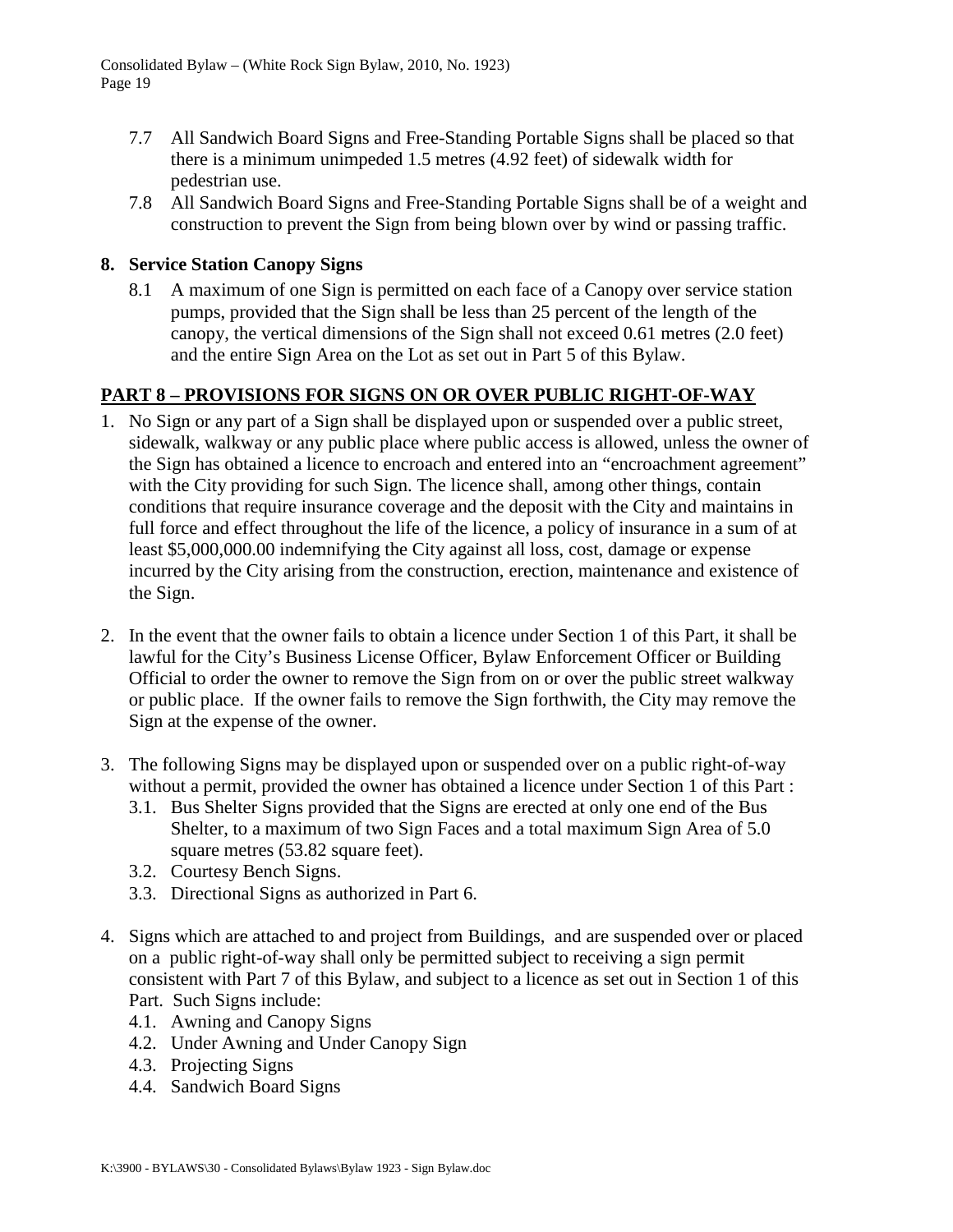7.7 All Sandwich Board Signs and Free-Standing Portable Signs shall be placed so that there is a minimum unimpeded 1.5 metres (4.92 feet) of sidewalk width for pedestrian use.

7.8 All Sandwich Board Signs and Free-Standing Portable Signs shall be of a weight and construction to prevent the Sign from being blown over by wind or passing traffic.

### 8. Service Station Canopy Signs

8.1 A maximum of one Sign is permitted on each face of a Canopy over service station pumps, provided that the Sign shall be less than 25 percent of the length of the canopy, the vertical dimensions of the Sign shall not exceed 0.61 metres (2.0 feet) and the entire Sign Area on the Lot as set out in Part 5 of this Bylaw.

## PART 8 – PROVISIONS FOR SIGNS ON OR OVER PUBLIC RIGHT-OF-WAY

1. No Sign or any part of a Sign shall be displayed upon or suspended over a public street, sidewalk, walkway or any public place where public access is allowed, unless the owner of the Sign has obtained a licence to encroach and entered into an "encroachment agreement" with the City providing for such Sign. The licence shall, among other things, contain conditions that require insurance coverage and the deposit with the City and maintains in full force and effect throughout the life of the licence, a policy of insurance in a sum of at least $5,000,000.00 indemnifying the City against all loss, cost, damage or expense incurred by the City arising from the construction, erection, maintenance and existence of the Sign.

2. In the event that the owner fails to obtain a licence under Section 1 of this Part, it shall be lawful for the City's Business License Officer, Bylaw Enforcement Officer or Building Official to order the owner to remove the Sign from on or over the public street walkway or public place. If the owner fails to remove the Sign forthwith, the City may remove the Sign at the expense of the owner.

3. The following Signs may be displayed upon or suspended over on a public right-of-way without a permit, provided the owner has obtained a licence under Section 1 of this Part :
   3.1. Bus Shelter Signs provided that the Signs are erected at only one end of the Bus Shelter, to a maximum of two Sign Faces and a total maximum Sign Area of 5.0 square metres (53.82 square feet).
   3.2. Courtesy Bench Signs.
   3.3. Directional Signs as authorized in Part 6.

4. Signs which are attached to and project from Buildings, and are suspended over or placed on a public right-of-way shall only be permitted subject to receiving a sign permit consistent with Part 7 of this Bylaw, and subject to a licence as set out in Section 1 of this Part. Such Signs include:
   4.1. Awning and Canopy Signs
   4.2. Under Awning and Under Canopy Sign
   4.3. Projecting Signs
   4.4. Sandwich Board Signs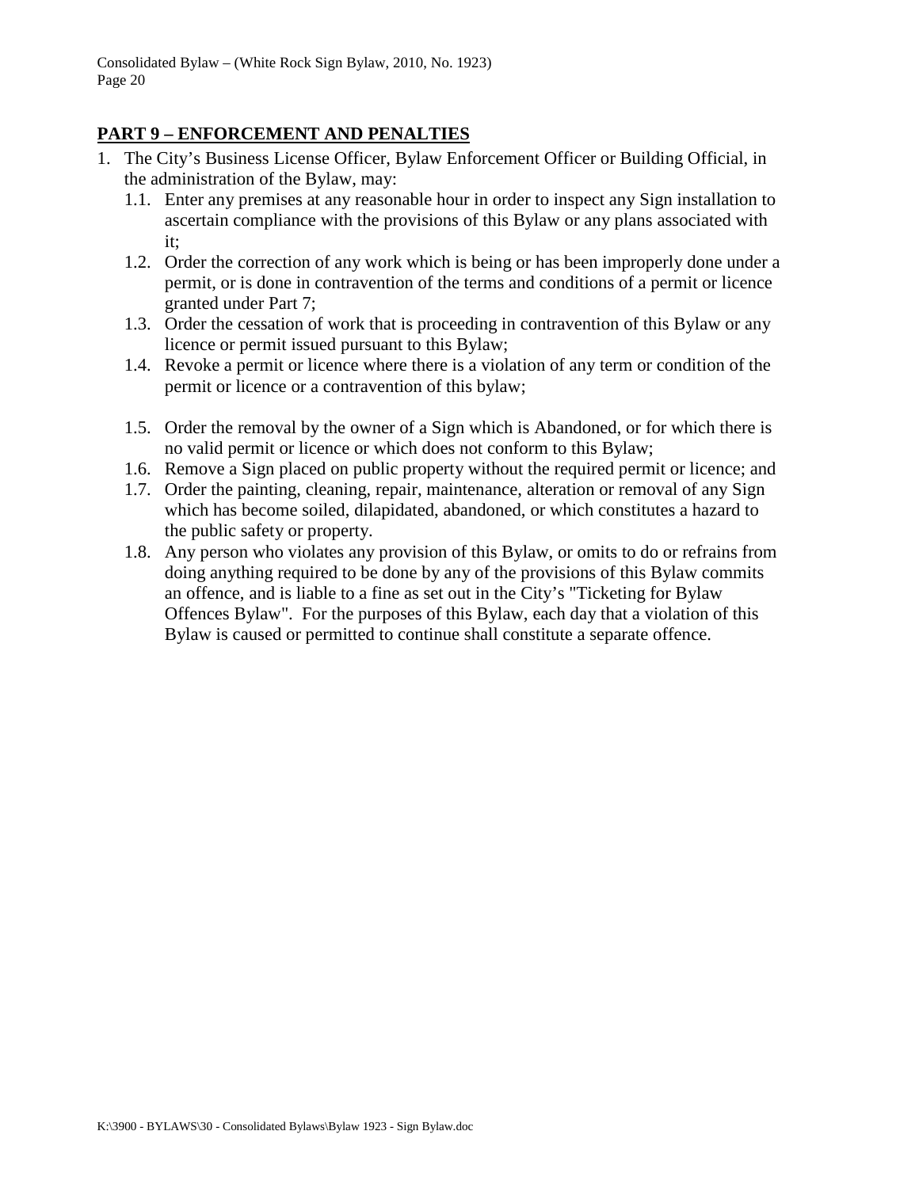## PART 9 – ENFORCEMENT AND PENALTIES

1. The City's Business License Officer, Bylaw Enforcement Officer or Building Official, in the administration of the Bylaw, may:
   1.1. Enter any premises at any reasonable hour in order to inspect any Sign installation to ascertain compliance with the provisions of this Bylaw or any plans associated with it;
   1.2. Order the correction of any work which is being or has been improperly done under a permit, or is done in contravention of the terms and conditions of a permit or licence granted under Part 7;
   1.3. Order the cessation of work that is proceeding in contravention of this Bylaw or any licence or permit issued pursuant to this Bylaw;
   1.4. Revoke a permit or licence where there is a violation of any term or condition of the permit or licence or a contravention of this bylaw;
   1.5. Order the removal by the owner of a Sign which is Abandoned, or for which there is no valid permit or licence or which does not conform to this Bylaw;
   1.6. Remove a Sign placed on public property without the required permit or licence; and
   1.7. Order the painting, cleaning, repair, maintenance, alteration or removal of any Sign which has become soiled, dilapidated, abandoned, or which constitutes a hazard to the public safety or property.
   1.8. Any person who violates any provision of this Bylaw, or omits to do or refrains from doing anything required to be done by any of the provisions of this Bylaw commits an offence, and is liable to a fine as set out in the City's "Ticketing for Bylaw Offences Bylaw". For the purposes of this Bylaw, each day that a violation of this Bylaw is caused or permitted to continue shall constitute a separate offence.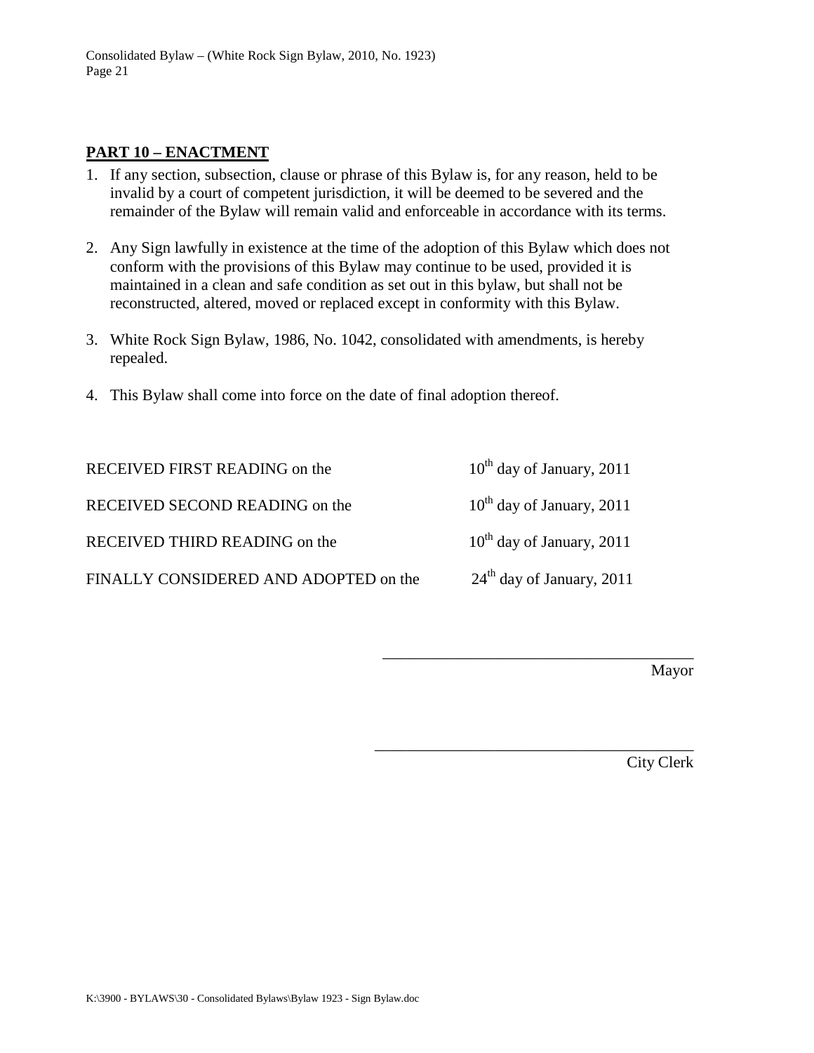## PART 10 – ENACTMENT

1. If any section, subsection, clause or phrase of this Bylaw is, for any reason, held to be invalid by a court of competent jurisdiction, it will be deemed to be severed and the remainder of the Bylaw will remain valid and enforceable in accordance with its terms.

2. Any Sign lawfully in existence at the time of the adoption of this Bylaw which does not conform with the provisions of this Bylaw may continue to be used, provided it is maintained in a clean and safe condition as set out in this bylaw, but shall not be reconstructed, altered, moved or replaced except in conformity with this Bylaw.

3. White Rock Sign Bylaw, 1986, No. 1042, consolidated with amendments, is hereby repealed.

4. This Bylaw shall come into force on the date of final adoption thereof.

| | |
|---|---|
| RECEIVED FIRST READING on the | 10th day of January, 2011 |
| RECEIVED SECOND READING on the | 10th day of January, 2011 |
| RECEIVED THIRD READING on the | 10th day of January, 2011 |
| FINALLY CONSIDERED AND ADOPTED on the | 24th day of January, 2011 |

\_\_\_\_\_\_\_\_\_\_\_\_\_\_\_\_\_\_\_\_\_\_\_\_\_\_\_\_\_\_\_\_\_\_\_\_\_\_
Mayor

\_\_\_\_\_\_\_\_\_\_\_\_\_\_\_\_\_\_\_\_\_\_\_\_\_\_\_\_\_\_\_\_\_\_\_\_\_\_
City Clerk

K:\3900 - BYLAWS\30 - Consolidated Bylaws\Bylaw 1923 - Sign Bylaw.doc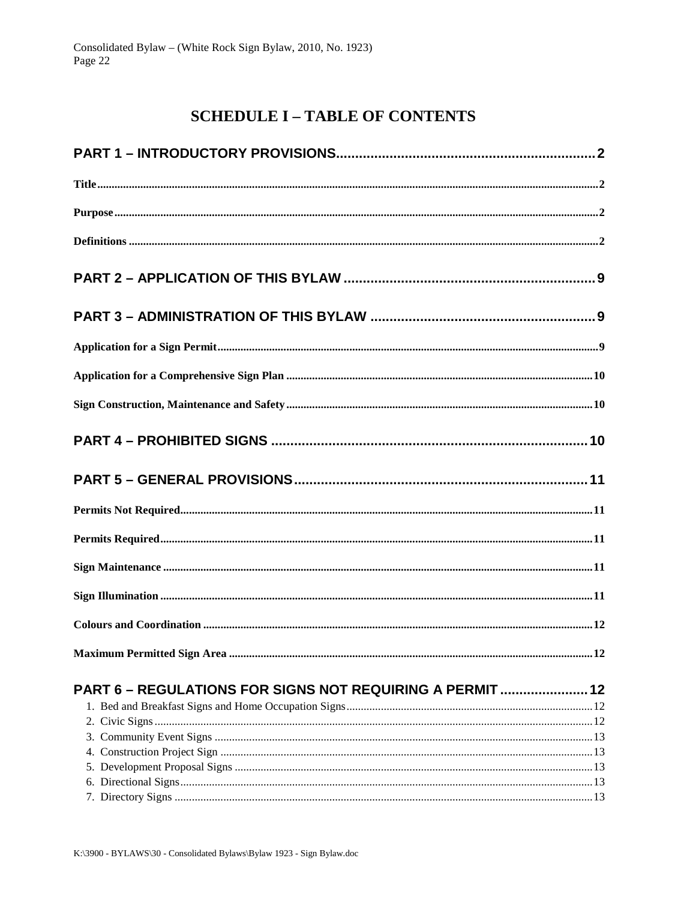# SCHEDULE I – TABLE OF CONTENTS

**PART 1 – INTRODUCTORY PROVISIONS** ........ 2

**Title** ........ 2

**Purpose** ........ 2

**Definitions** ........ 2

**PART 2 – APPLICATION OF THIS BYLAW** ........ 9

**PART 3 – ADMINISTRATION OF THIS BYLAW** ........ 9

**Application for a Sign Permit** ........ 9

**Application for a Comprehensive Sign Plan** ........ 10

**Sign Construction, Maintenance and Safety** ........ 10

**PART 4 – PROHIBITED SIGNS** ........ 10

**PART 5 – GENERAL PROVISIONS** ........ 11

**Permits Not Required** ........ 11

**Permits Required** ........ 11

**Sign Maintenance** ........ 11

**Sign Illumination** ........ 11

**Colours and Coordination** ........ 12

**Maximum Permitted Sign Area** ........ 12

**PART 6 – REGULATIONS FOR SIGNS NOT REQUIRING A PERMIT** ........ 12

1. Bed and Breakfast Signs and Home Occupation Signs ........ 12
2. Civic Signs ........ 12
3. Community Event Signs ........ 13
4. Construction Project Sign ........ 13
5. Development Proposal Signs ........ 13
6. Directional Signs ........ 13
7. Directory Signs ........ 13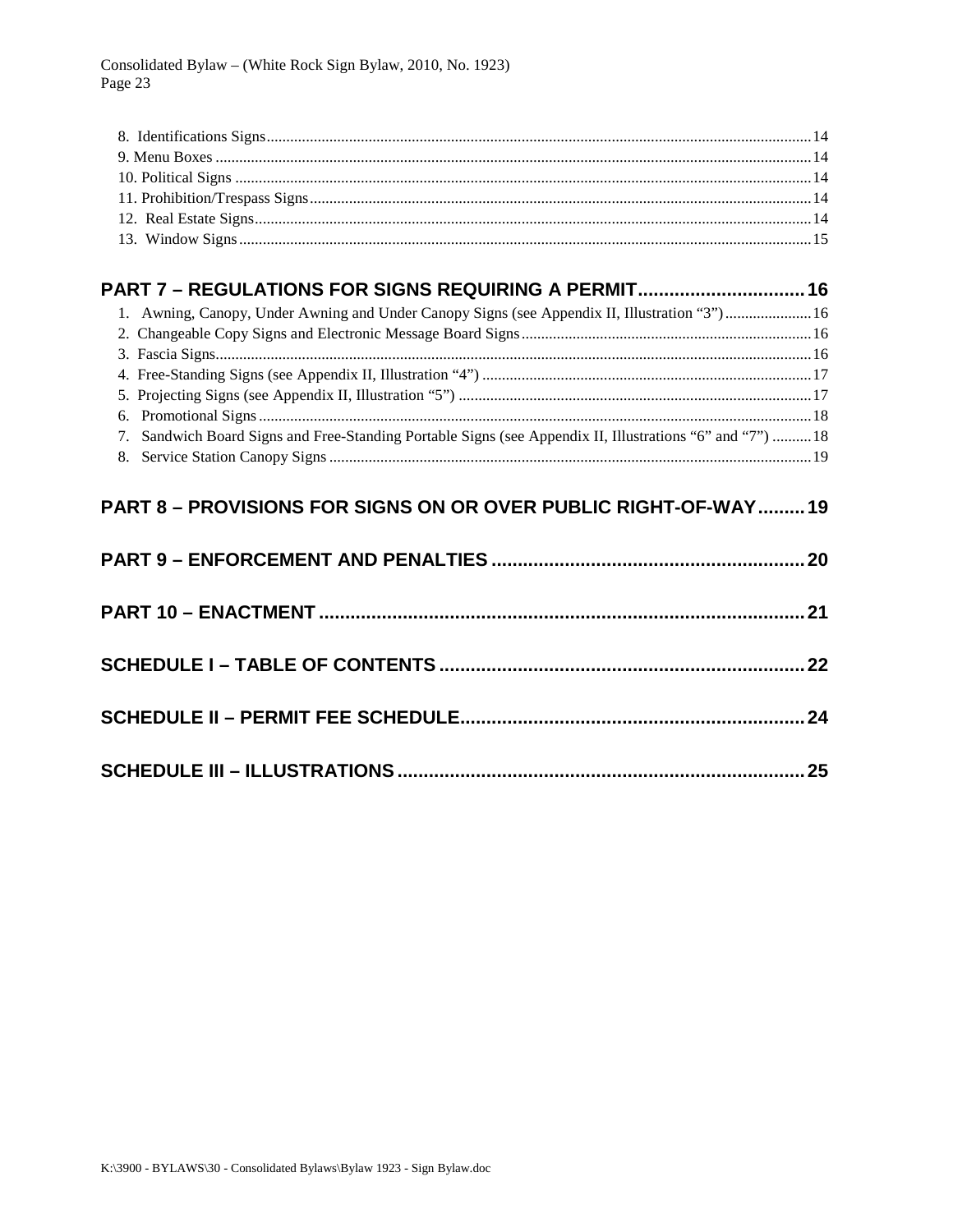8. Identifications Signs ........ 14
9. Menu Boxes ........ 14
10. Political Signs ........ 14
11. Prohibition/Trespass Signs ........ 14
12. Real Estate Signs ........ 14
13. Window Signs ........ 15

**PART 7 – REGULATIONS FOR SIGNS REQUIRING A PERMIT ........ 16**

1. Awning, Canopy, Under Awning and Under Canopy Signs (see Appendix II, Illustration "3") ........ 16
2. Changeable Copy Signs and Electronic Message Board Signs ........ 16
3. Fascia Signs ........ 16
4. Free-Standing Signs (see Appendix II, Illustration "4") ........ 17
5. Projecting Signs (see Appendix II, Illustration "5") ........ 17
6. Promotional Signs ........ 18
7. Sandwich Board Signs and Free-Standing Portable Signs (see Appendix II, Illustrations "6" and "7") ........ 18
8. Service Station Canopy Signs ........ 19

**PART 8 – PROVISIONS FOR SIGNS ON OR OVER PUBLIC RIGHT-OF-WAY ........ 19**

**PART 9 – ENFORCEMENT AND PENALTIES ........ 20**

**PART 10 – ENACTMENT ........ 21**

**SCHEDULE I – TABLE OF CONTENTS ........ 22**

**SCHEDULE II – PERMIT FEE SCHEDULE ........ 24**

**SCHEDULE III – ILLUSTRATIONS ........ 25**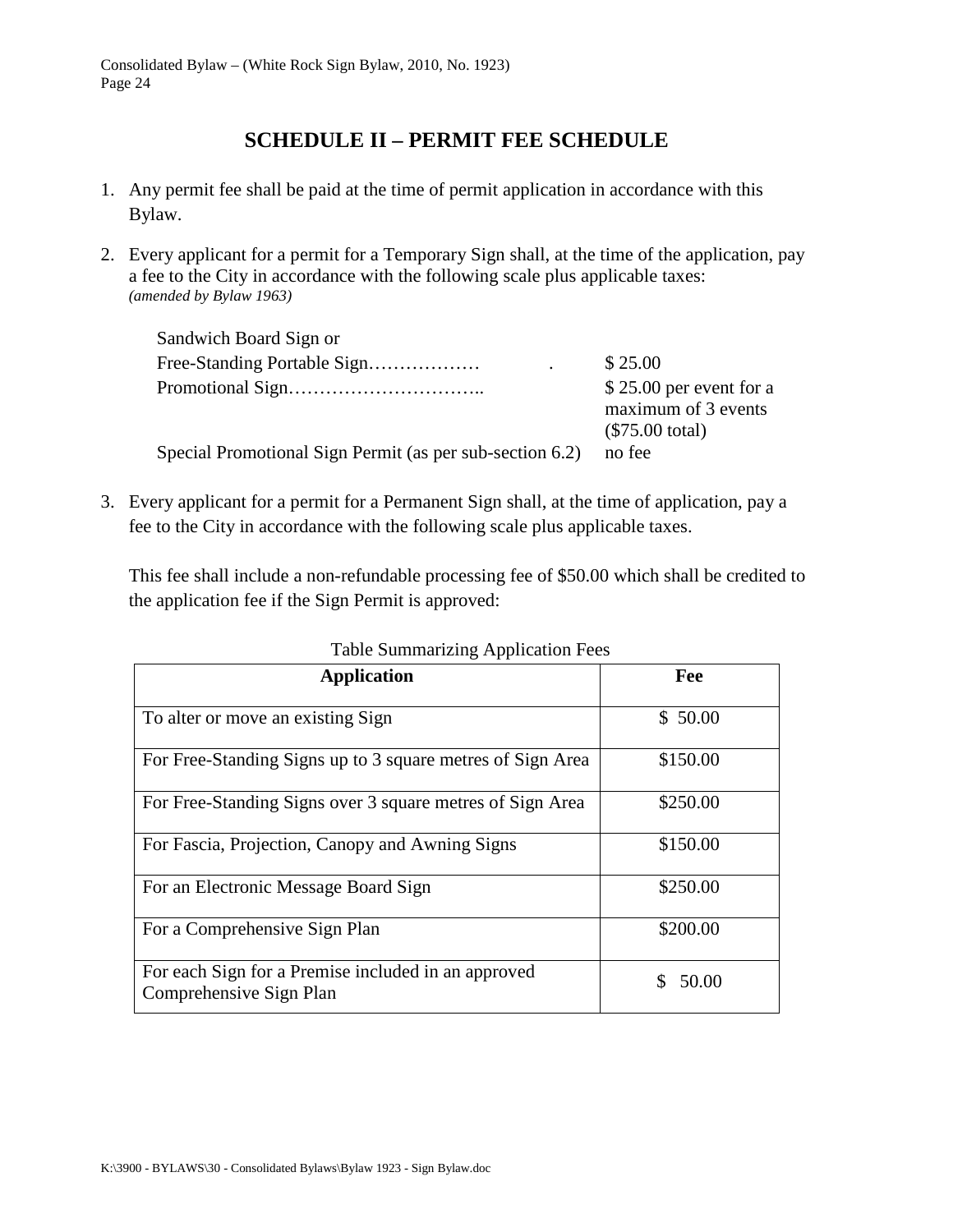# SCHEDULE II – PERMIT FEE SCHEDULE

1. Any permit fee shall be paid at the time of permit application in accordance with this Bylaw.

2. Every applicant for a permit for a Temporary Sign shall, at the time of the application, pay a fee to the City in accordance with the following scale plus applicable taxes:
   *(amended by Bylaw 1963)*

| | |
|---|---|
| Sandwich Board Sign or Free-Standing Portable Sign……………… | $ 25.00 |
| Promotional Sign………………………….. | $ 25.00 per event for a maximum of 3 events ($75.00 total) |
| Special Promotional Sign Permit (as per sub-section 6.2) | no fee |

3. Every applicant for a permit for a Permanent Sign shall, at the time of application, pay a fee to the City in accordance with the following scale plus applicable taxes.

   This fee shall include a non-refundable processing fee of $50.00 which shall be credited to the application fee if the Sign Permit is approved:

Table Summarizing Application Fees

| Application | Fee |
|---|---|
| To alter or move an existing Sign | $ 50.00 |
| For Free-Standing Signs up to 3 square metres of Sign Area | $150.00 |
| For Free-Standing Signs over 3 square metres of Sign Area | $250.00 |
| For Fascia, Projection, Canopy and Awning Signs | $150.00 |
| For an Electronic Message Board Sign | $250.00 |
| For a Comprehensive Sign Plan | $200.00 |
| For each Sign for a Premise included in an approved Comprehensive Sign Plan | $ 50.00 |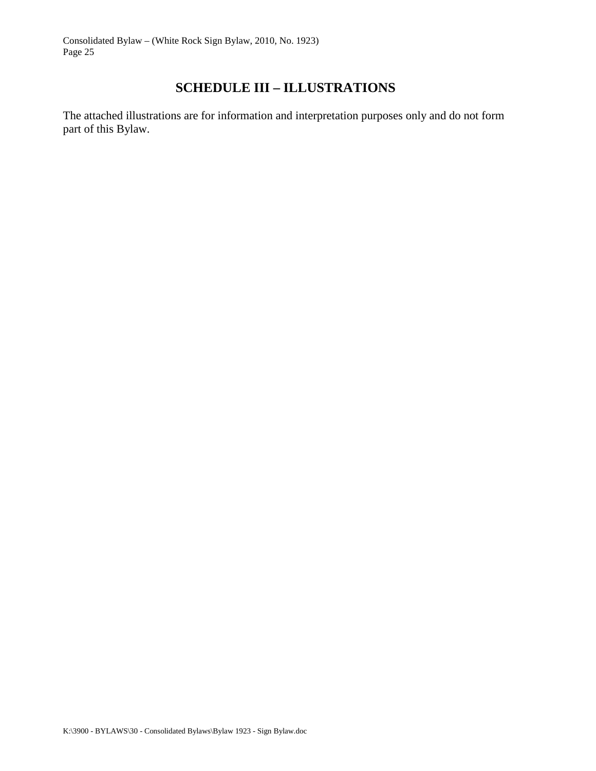# SCHEDULE III – ILLUSTRATIONS

The attached illustrations are for information and interpretation purposes only and do not form part of this Bylaw.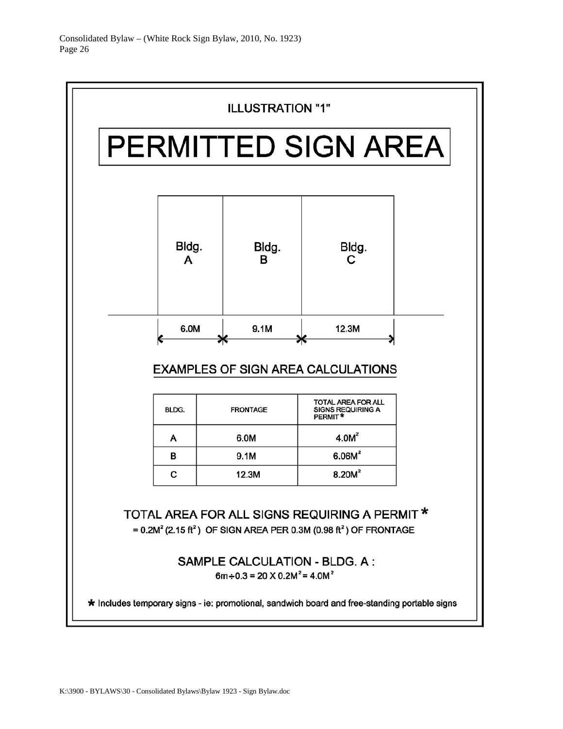## ILLUSTRATION "1"

# PERMITTED SIGN AREA

Bldg. A | Bldg. B | Bldg. C

6.0M | 9.1M | 12.3M

## EXAMPLES OF SIGN AREA CALCULATIONS

| BLDG. | FRONTAGE | TOTAL AREA FOR ALL SIGNS REQUIRING A PERMIT * |
|---|---|---|
| A | 6.0M | $4.0M^2$ |
| B | 9.1M | $6.06M^2$ |
| C | 12.3M | $8.20M^2$ |

## TOTAL AREA FOR ALL SIGNS REQUIRING A PERMIT *

= $0.2M^2$ ($2.15 ft^2$) OF SIGN AREA PER 0.3M ($0.98 ft^2$) OF FRONTAGE

### SAMPLE CALCULATION - BLDG. A :

$6m \div 0.3 = 20 \times 0.2M^2 = 4.0M^2$

* Includes temporary signs - ie: promotional, sandwich board and free-standing portable signs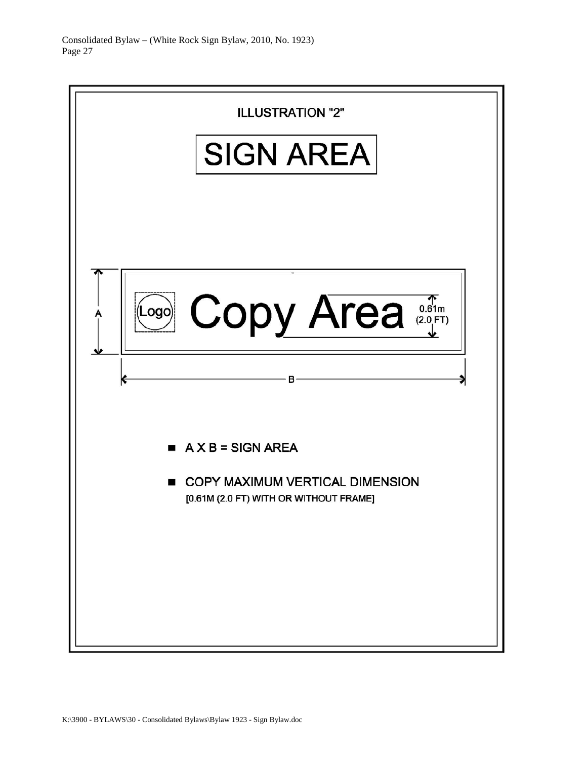## ILLUSTRATION "2"

# SIGN AREA

Logo Copy Area 0.61m (2.0 FT)

A

B

- A X B = SIGN AREA
- COPY MAXIMUM VERTICAL DIMENSION
  [0.61M (2.0 FT) WITH OR WITHOUT FRAME]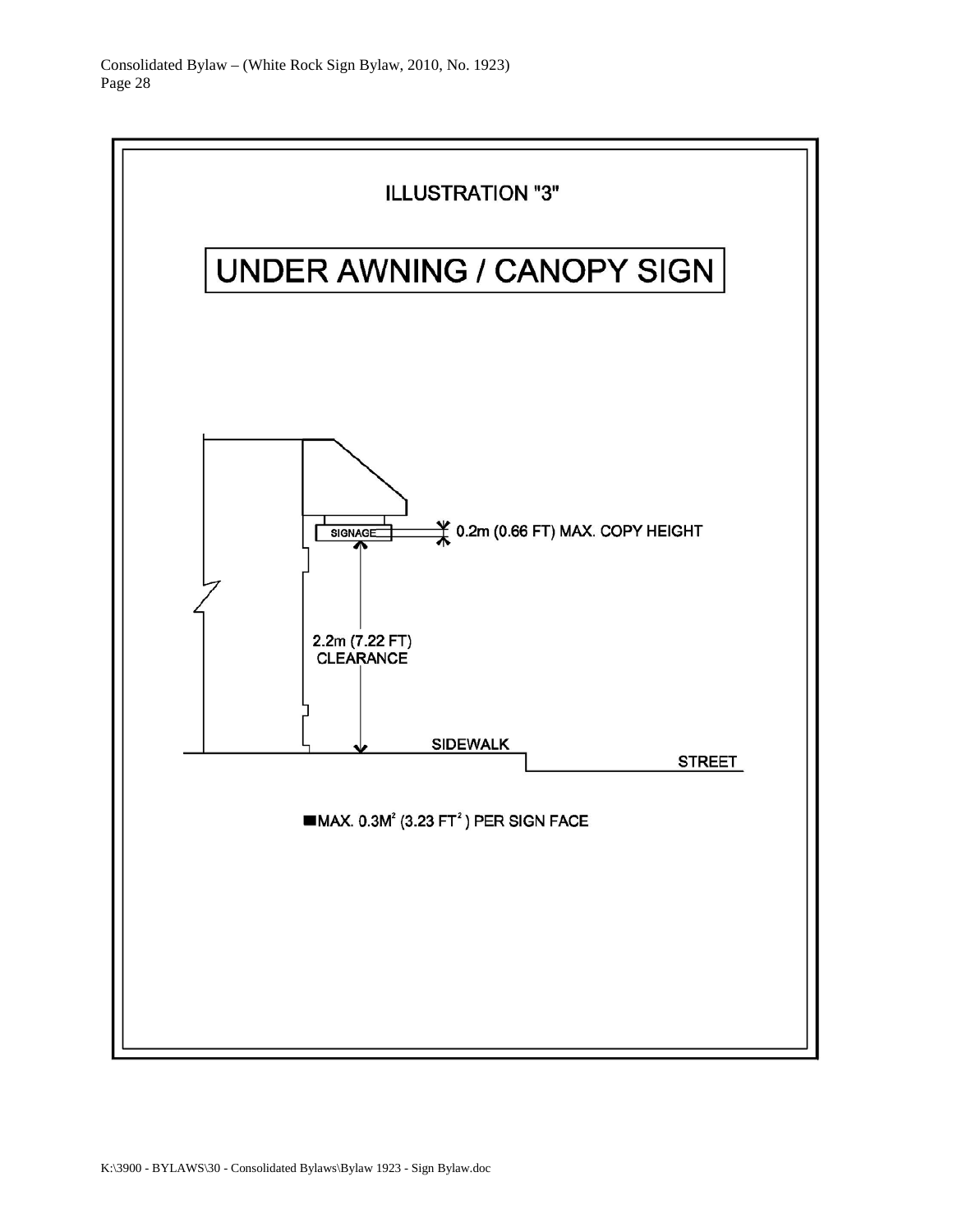# ILLUSTRATION "3"

## UNDER AWNING / CANOPY SIGN

SIGNAGE

0.2m (0.66 FT) MAX. COPY HEIGHT

2.2m (7.22 FT) CLEARANCE

SIDEWALK

STREET

■MAX. 0.3M² (3.23 FT²) PER SIGN FACE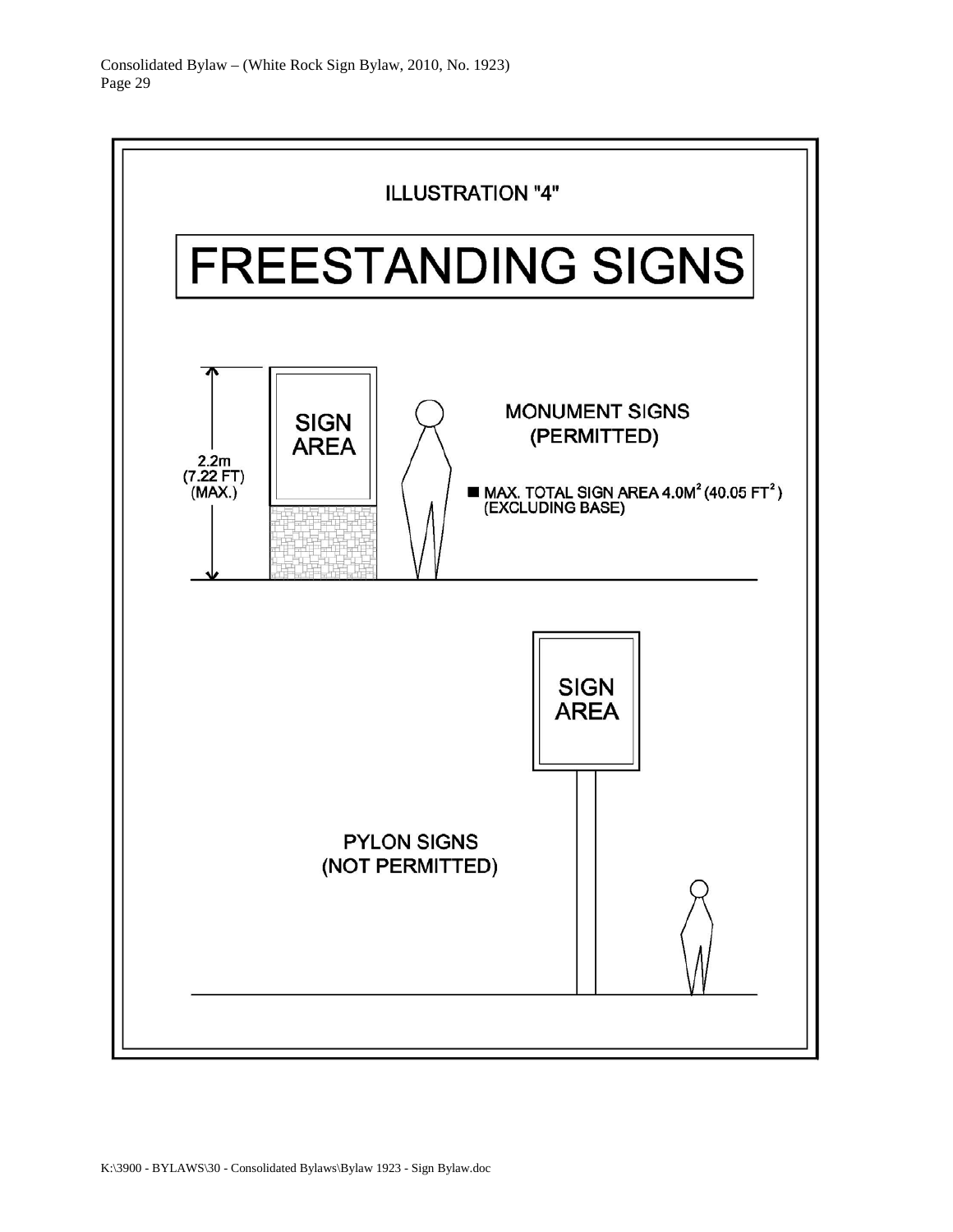ILLUSTRATION "4"

# FREESTANDING SIGNS

2.2m
(7.22 FT)
(MAX.)

SIGN AREA

MONUMENT SIGNS
(PERMITTED)

■ MAX. TOTAL SIGN AREA 4.0M² (40.05 FT²)
(EXCLUDING BASE)

SIGN AREA

PYLON SIGNS
(NOT PERMITTED)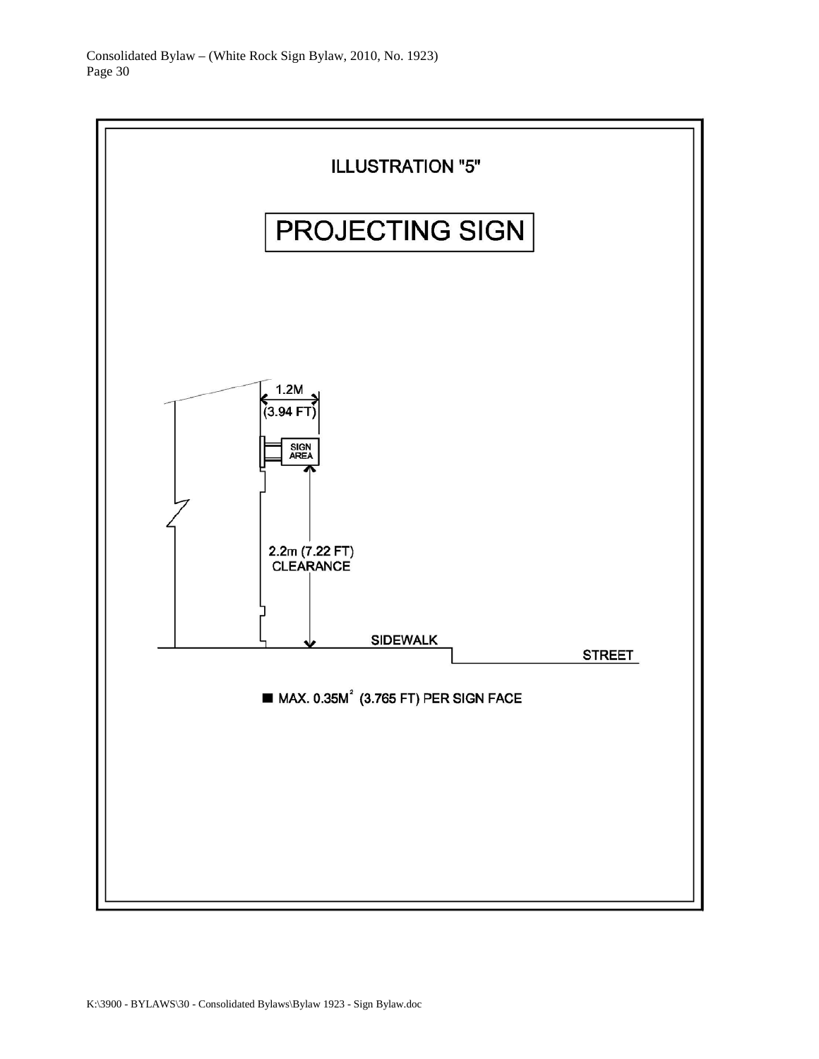# ILLUSTRATION "5"

## PROJECTING SIGN

1.2M
(3.94 FT)

SIGN AREA

2.2m (7.22 FT)
CLEARANCE

SIDEWALK

STREET

■ MAX. $0.35M^2$ (3.765 FT) PER SIGN FACE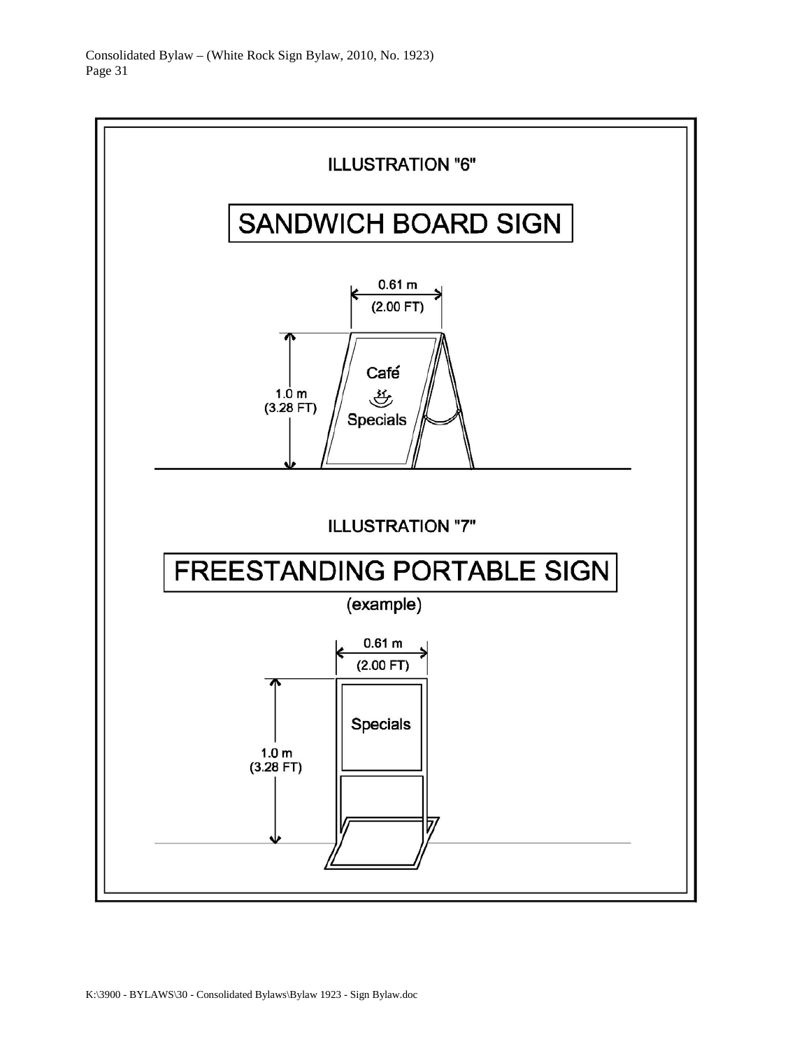## ILLUSTRATION "6"

### SANDWICH BOARD SIGN

0.61 m
(2.00 FT)

1.0 m
(3.28 FT)

Café

Specials

## ILLUSTRATION "7"

### FREESTANDING PORTABLE SIGN

(example)

0.61 m
(2.00 FT)

1.0 m
(3.28 FT)

Specials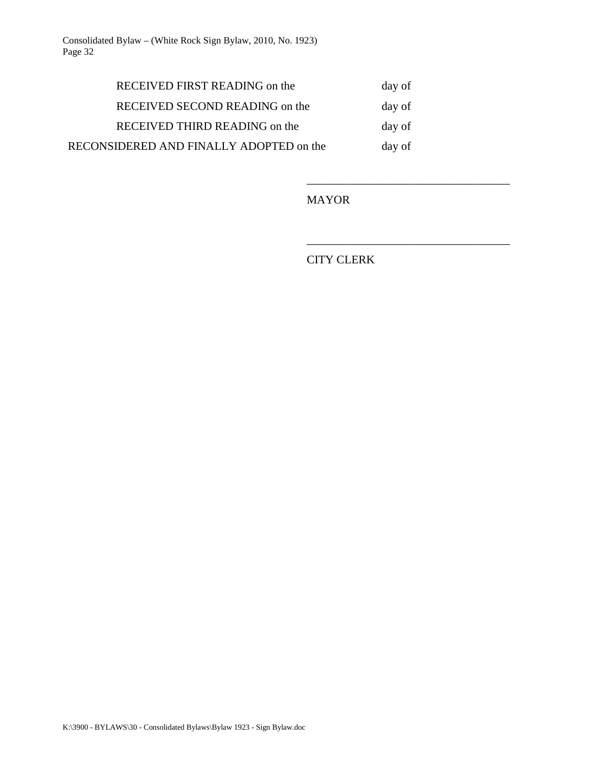RECEIVED FIRST READING on the day of

RECEIVED SECOND READING on the day of

RECEIVED THIRD READING on the day of

RECONSIDERED AND FINALLY ADOPTED on the day of

___________________________________

MAYOR

___________________________________

CITY CLERK